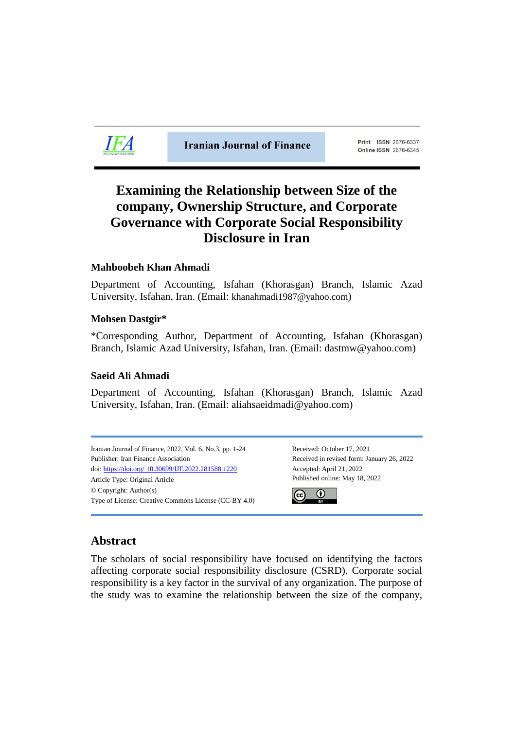IFA

**Iranian Journal of Finance**

Print ISSN 2676-6337
Online ISSN 2676-6345

# Examining the Relationship between Size of the company, Ownership Structure, and Corporate Governance with Corporate Social Responsibility Disclosure in Iran

**Mahboobeh Khan Ahmadi**

Department of Accounting, Isfahan (Khorasgan) Branch, Islamic Azad University, Isfahan, Iran. (Email: khanahmadi1987@yahoo.com)

**Mohsen Dastgir***

*Corresponding Author, Department of Accounting, Isfahan (Khorasgan) Branch, Islamic Azad University, Isfahan, Iran. (Email: dastmw@yahoo.com)

**Saeid Ali Ahmadi**

Department of Accounting, Isfahan (Khorasgan) Branch, Islamic Azad University, Isfahan, Iran. (Email: aliahsaeidmadi@yahoo.com)

---

Iranian Journal of Finance, 2022, Vol. 6, No.3, pp. 1-24
Publisher: Iran Finance Association
doi: https://doi.org/ 10.30699/IJF.2022.281588.1220
Article Type: Original Article
© Copyright: Author(s)
Type of License: Creative Commons License (CC-BY 4.0)

Received: October 17, 2021
Received in revised form: January 26, 2022
Accepted: April 21, 2022
Published online: May 18, 2022

---

## Abstract

The scholars of social responsibility have focused on identifying the factors affecting corporate social responsibility disclosure (CSRD). Corporate social responsibility is a key factor in the survival of any organization. The purpose of the study was to examine the relationship between the size of the company,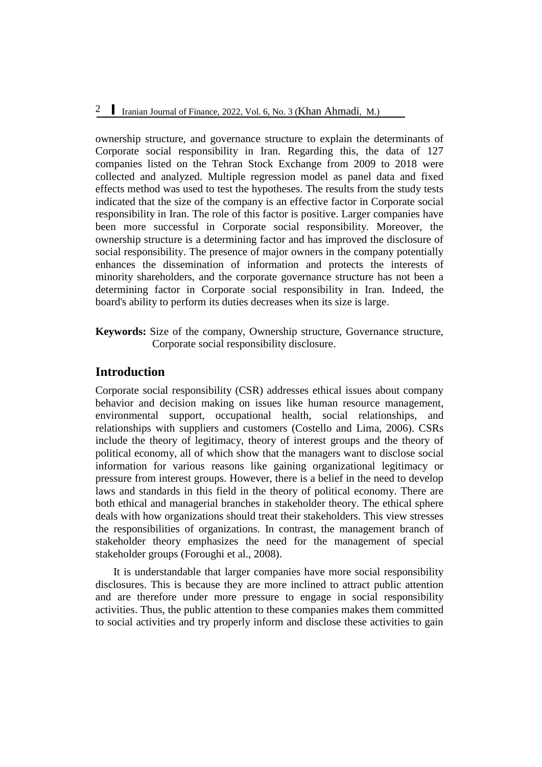ownership structure, and governance structure to explain the determinants of Corporate social responsibility in Iran. Regarding this, the data of 127 companies listed on the Tehran Stock Exchange from 2009 to 2018 were collected and analyzed. Multiple regression model as panel data and fixed effects method was used to test the hypotheses. The results from the study tests indicated that the size of the company is an effective factor in Corporate social responsibility in Iran. The role of this factor is positive. Larger companies have been more successful in Corporate social responsibility. Moreover, the ownership structure is a determining factor and has improved the disclosure of social responsibility. The presence of major owners in the company potentially enhances the dissemination of information and protects the interests of minority shareholders, and the corporate governance structure has not been a determining factor in Corporate social responsibility in Iran. Indeed, the board's ability to perform its duties decreases when its size is large.

**Keywords:** Size of the company, Ownership structure, Governance structure, Corporate social responsibility disclosure.

## Introduction

Corporate social responsibility (CSR) addresses ethical issues about company behavior and decision making on issues like human resource management, environmental support, occupational health, social relationships, and relationships with suppliers and customers (Costello and Lima, 2006). CSRs include the theory of legitimacy, theory of interest groups and the theory of political economy, all of which show that the managers want to disclose social information for various reasons like gaining organizational legitimacy or pressure from interest groups. However, there is a belief in the need to develop laws and standards in this field in the theory of political economy. There are both ethical and managerial branches in stakeholder theory. The ethical sphere deals with how organizations should treat their stakeholders. This view stresses the responsibilities of organizations. In contrast, the management branch of stakeholder theory emphasizes the need for the management of special stakeholder groups (Foroughi et al., 2008).

It is understandable that larger companies have more social responsibility disclosures. This is because they are more inclined to attract public attention and are therefore under more pressure to engage in social responsibility activities. Thus, the public attention to these companies makes them committed to social activities and try properly inform and disclose these activities to gain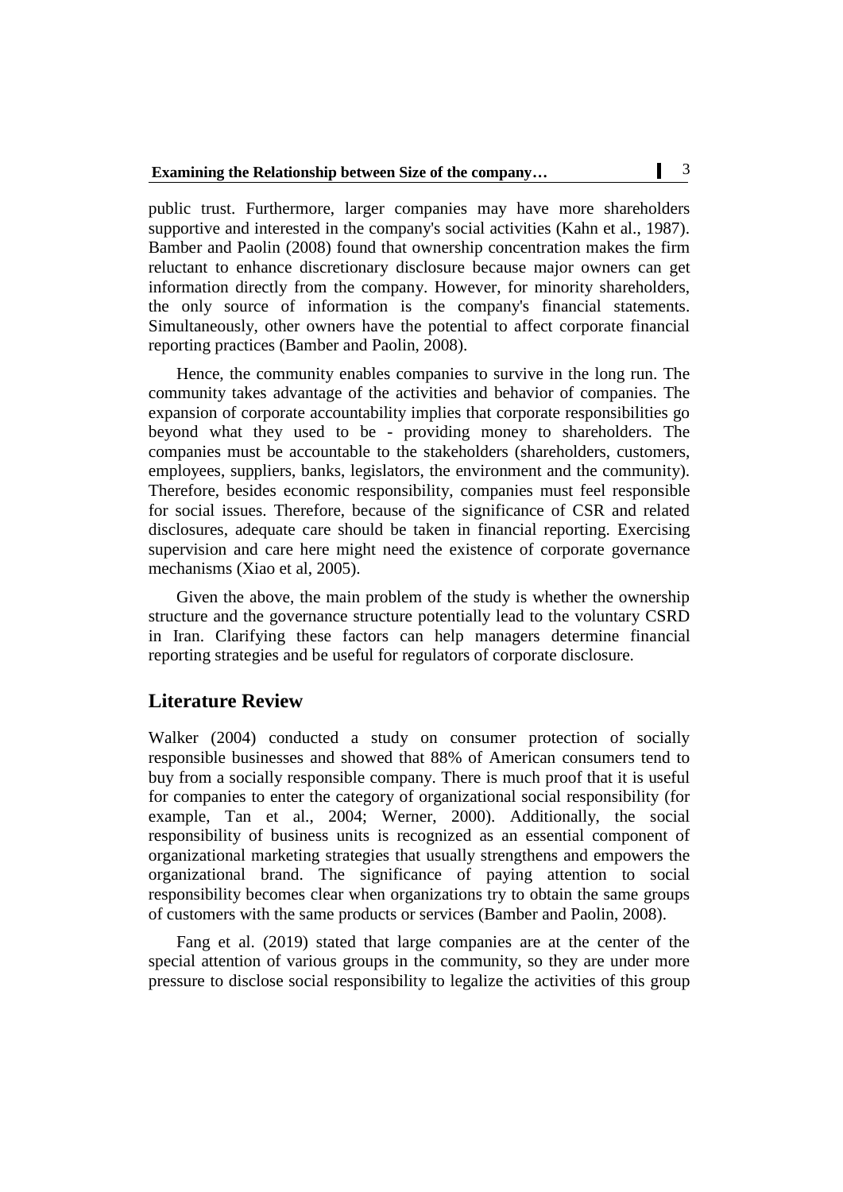public trust. Furthermore, larger companies may have more shareholders supportive and interested in the company's social activities (Kahn et al., 1987). Bamber and Paolin (2008) found that ownership concentration makes the firm reluctant to enhance discretionary disclosure because major owners can get information directly from the company. However, for minority shareholders, the only source of information is the company's financial statements. Simultaneously, other owners have the potential to affect corporate financial reporting practices (Bamber and Paolin, 2008).

Hence, the community enables companies to survive in the long run. The community takes advantage of the activities and behavior of companies. The expansion of corporate accountability implies that corporate responsibilities go beyond what they used to be - providing money to shareholders. The companies must be accountable to the stakeholders (shareholders, customers, employees, suppliers, banks, legislators, the environment and the community). Therefore, besides economic responsibility, companies must feel responsible for social issues. Therefore, because of the significance of CSR and related disclosures, adequate care should be taken in financial reporting. Exercising supervision and care here might need the existence of corporate governance mechanisms (Xiao et al, 2005).

Given the above, the main problem of the study is whether the ownership structure and the governance structure potentially lead to the voluntary CSRD in Iran. Clarifying these factors can help managers determine financial reporting strategies and be useful for regulators of corporate disclosure.

## Literature Review

Walker (2004) conducted a study on consumer protection of socially responsible businesses and showed that 88% of American consumers tend to buy from a socially responsible company. There is much proof that it is useful for companies to enter the category of organizational social responsibility (for example, Tan et al., 2004; Werner, 2000). Additionally, the social responsibility of business units is recognized as an essential component of organizational marketing strategies that usually strengthens and empowers the organizational brand. The significance of paying attention to social responsibility becomes clear when organizations try to obtain the same groups of customers with the same products or services (Bamber and Paolin, 2008).

Fang et al. (2019) stated that large companies are at the center of the special attention of various groups in the community, so they are under more pressure to disclose social responsibility to legalize the activities of this group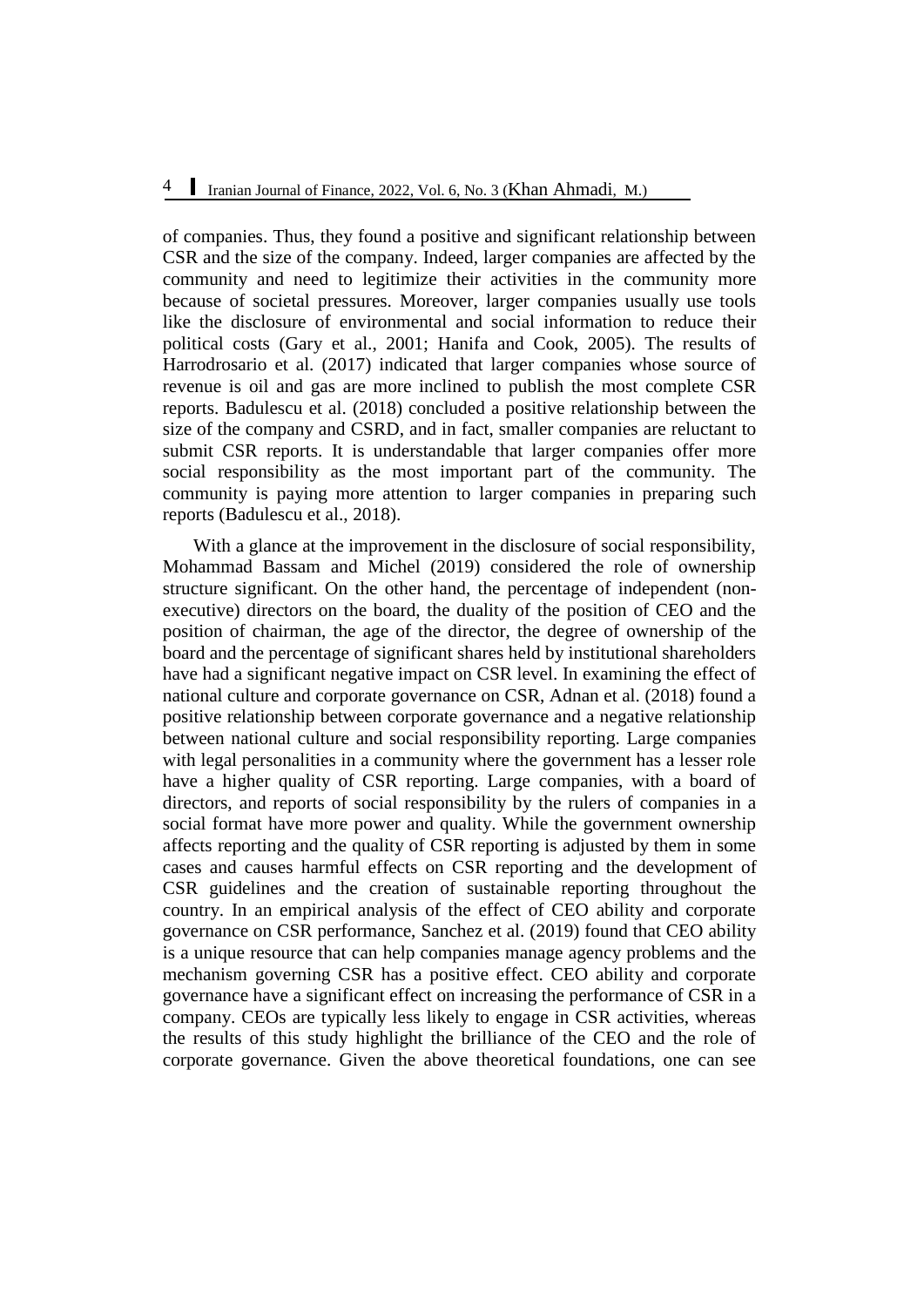of companies. Thus, they found a positive and significant relationship between CSR and the size of the company. Indeed, larger companies are affected by the community and need to legitimize their activities in the community more because of societal pressures. Moreover, larger companies usually use tools like the disclosure of environmental and social information to reduce their political costs (Gary et al., 2001; Hanifa and Cook, 2005). The results of Harrodrosario et al. (2017) indicated that larger companies whose source of revenue is oil and gas are more inclined to publish the most complete CSR reports. Badulescu et al. (2018) concluded a positive relationship between the size of the company and CSRD, and in fact, smaller companies are reluctant to submit CSR reports. It is understandable that larger companies offer more social responsibility as the most important part of the community. The community is paying more attention to larger companies in preparing such reports (Badulescu et al., 2018).

With a glance at the improvement in the disclosure of social responsibility, Mohammad Bassam and Michel (2019) considered the role of ownership structure significant. On the other hand, the percentage of independent (non-executive) directors on the board, the duality of the position of CEO and the position of chairman, the age of the director, the degree of ownership of the board and the percentage of significant shares held by institutional shareholders have had a significant negative impact on CSR level. In examining the effect of national culture and corporate governance on CSR, Adnan et al. (2018) found a positive relationship between corporate governance and a negative relationship between national culture and social responsibility reporting. Large companies with legal personalities in a community where the government has a lesser role have a higher quality of CSR reporting. Large companies, with a board of directors, and reports of social responsibility by the rulers of companies in a social format have more power and quality. While the government ownership affects reporting and the quality of CSR reporting is adjusted by them in some cases and causes harmful effects on CSR reporting and the development of CSR guidelines and the creation of sustainable reporting throughout the country. In an empirical analysis of the effect of CEO ability and corporate governance on CSR performance, Sanchez et al. (2019) found that CEO ability is a unique resource that can help companies manage agency problems and the mechanism governing CSR has a positive effect. CEO ability and corporate governance have a significant effect on increasing the performance of CSR in a company. CEOs are typically less likely to engage in CSR activities, whereas the results of this study highlight the brilliance of the CEO and the role of corporate governance. Given the above theoretical foundations, one can see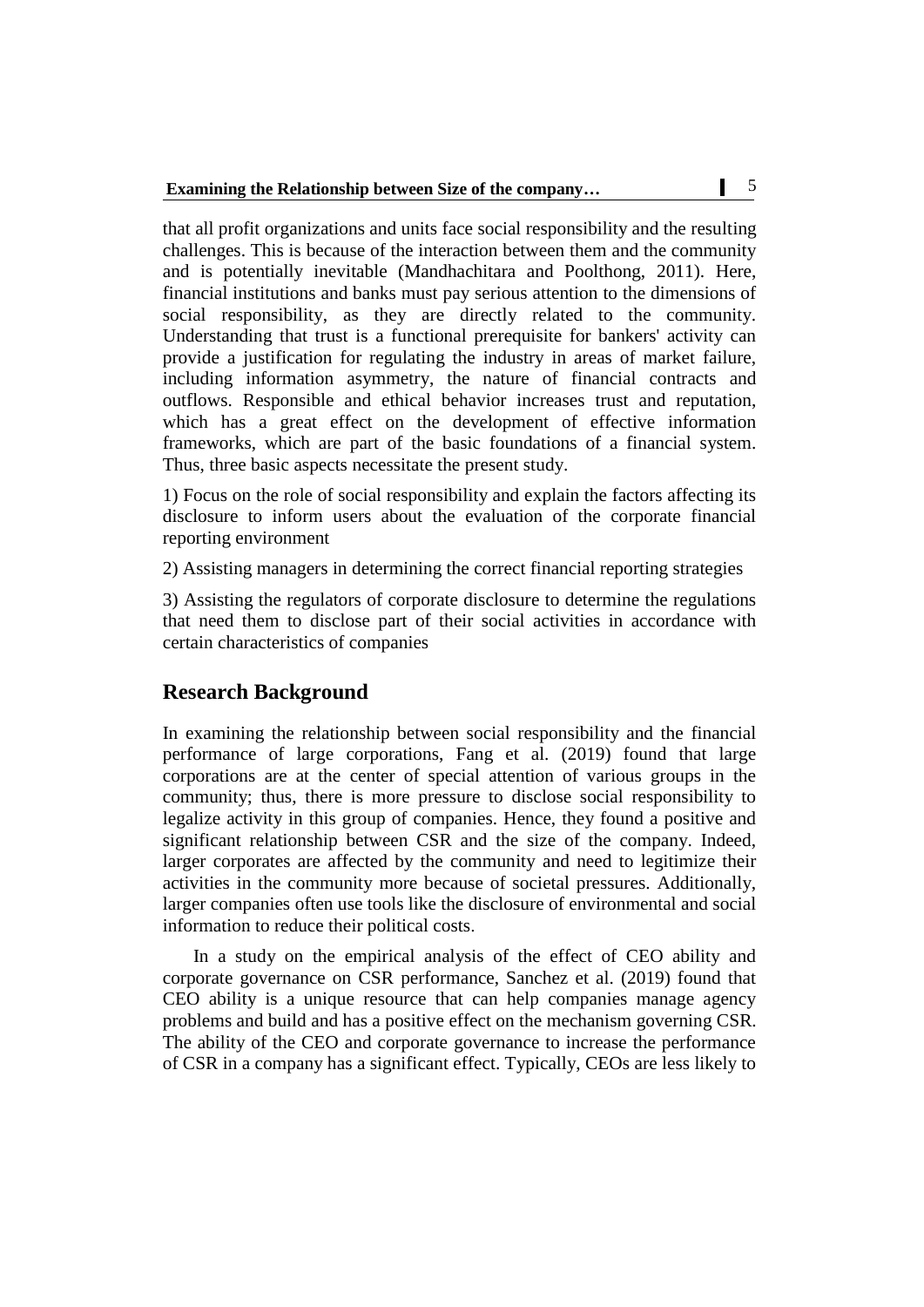that all profit organizations and units face social responsibility and the resulting challenges. This is because of the interaction between them and the community and is potentially inevitable (Mandhachitara and Poolthong, 2011). Here, financial institutions and banks must pay serious attention to the dimensions of social responsibility, as they are directly related to the community. Understanding that trust is a functional prerequisite for bankers' activity can provide a justification for regulating the industry in areas of market failure, including information asymmetry, the nature of financial contracts and outflows. Responsible and ethical behavior increases trust and reputation, which has a great effect on the development of effective information frameworks, which are part of the basic foundations of a financial system. Thus, three basic aspects necessitate the present study.

1) Focus on the role of social responsibility and explain the factors affecting its disclosure to inform users about the evaluation of the corporate financial reporting environment

2) Assisting managers in determining the correct financial reporting strategies

3) Assisting the regulators of corporate disclosure to determine the regulations that need them to disclose part of their social activities in accordance with certain characteristics of companies

## Research Background

In examining the relationship between social responsibility and the financial performance of large corporations, Fang et al. (2019) found that large corporations are at the center of special attention of various groups in the community; thus, there is more pressure to disclose social responsibility to legalize activity in this group of companies. Hence, they found a positive and significant relationship between CSR and the size of the company. Indeed, larger corporates are affected by the community and need to legitimize their activities in the community more because of societal pressures. Additionally, larger companies often use tools like the disclosure of environmental and social information to reduce their political costs.

In a study on the empirical analysis of the effect of CEO ability and corporate governance on CSR performance, Sanchez et al. (2019) found that CEO ability is a unique resource that can help companies manage agency problems and build and has a positive effect on the mechanism governing CSR. The ability of the CEO and corporate governance to increase the performance of CSR in a company has a significant effect. Typically, CEOs are less likely to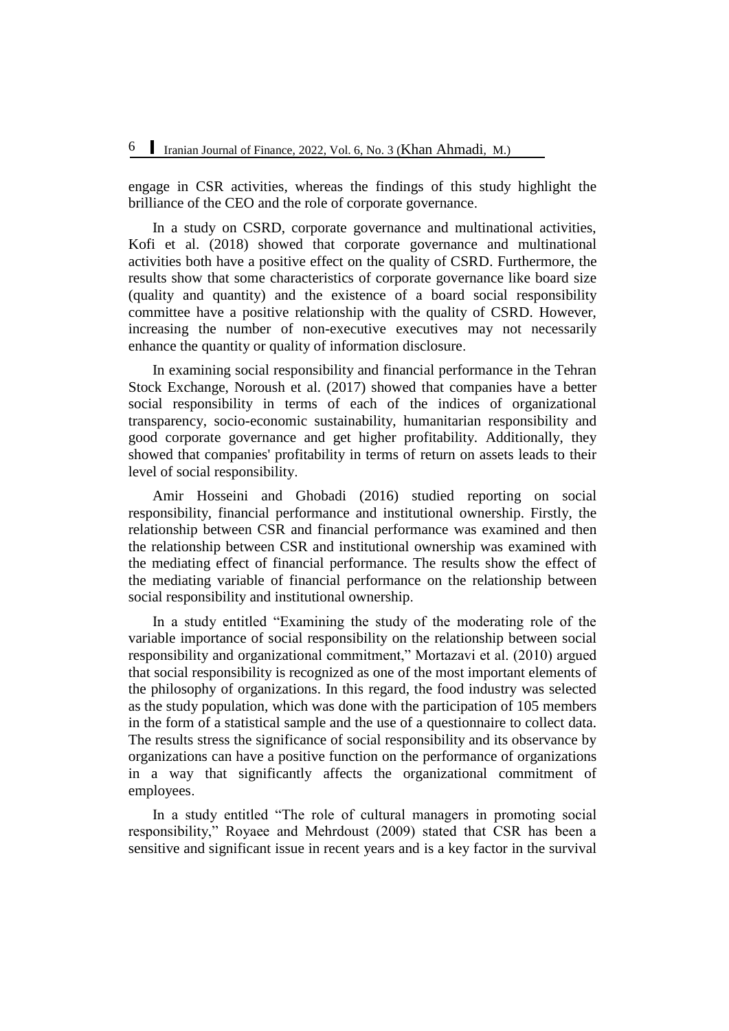engage in CSR activities, whereas the findings of this study highlight the brilliance of the CEO and the role of corporate governance.

In a study on CSRD, corporate governance and multinational activities, Kofi et al. (2018) showed that corporate governance and multinational activities both have a positive effect on the quality of CSRD. Furthermore, the results show that some characteristics of corporate governance like board size (quality and quantity) and the existence of a board social responsibility committee have a positive relationship with the quality of CSRD. However, increasing the number of non-executive executives may not necessarily enhance the quantity or quality of information disclosure.

In examining social responsibility and financial performance in the Tehran Stock Exchange, Noroush et al. (2017) showed that companies have a better social responsibility in terms of each of the indices of organizational transparency, socio-economic sustainability, humanitarian responsibility and good corporate governance and get higher profitability. Additionally, they showed that companies' profitability in terms of return on assets leads to their level of social responsibility.

Amir Hosseini and Ghobadi (2016) studied reporting on social responsibility, financial performance and institutional ownership. Firstly, the relationship between CSR and financial performance was examined and then the relationship between CSR and institutional ownership was examined with the mediating effect of financial performance. The results show the effect of the mediating variable of financial performance on the relationship between social responsibility and institutional ownership.

In a study entitled "Examining the study of the moderating role of the variable importance of social responsibility on the relationship between social responsibility and organizational commitment," Mortazavi et al. (2010) argued that social responsibility is recognized as one of the most important elements of the philosophy of organizations. In this regard, the food industry was selected as the study population, which was done with the participation of 105 members in the form of a statistical sample and the use of a questionnaire to collect data. The results stress the significance of social responsibility and its observance by organizations can have a positive function on the performance of organizations in a way that significantly affects the organizational commitment of employees.

In a study entitled "The role of cultural managers in promoting social responsibility," Royaee and Mehrdoust (2009) stated that CSR has been a sensitive and significant issue in recent years and is a key factor in the survival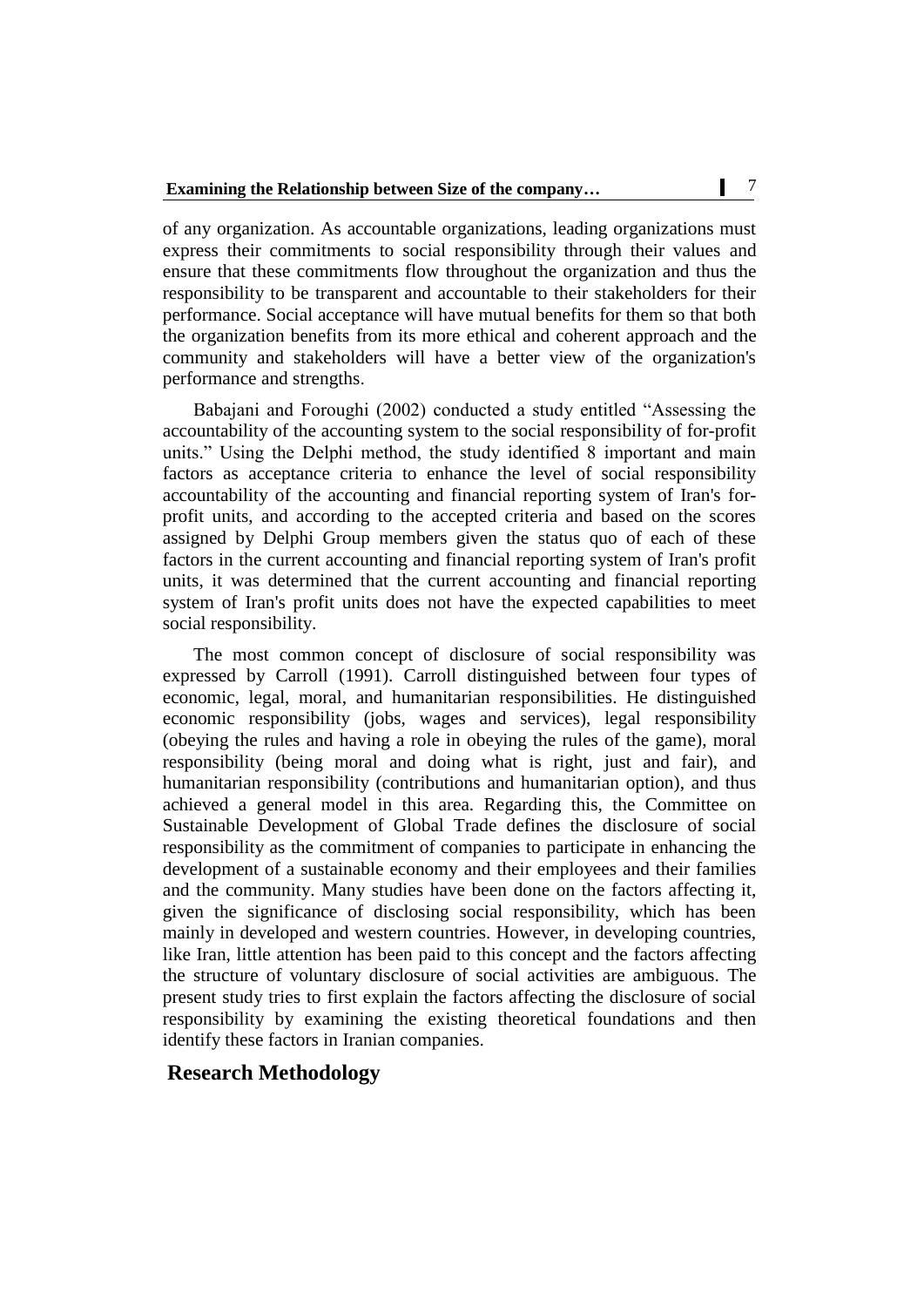of any organization. As accountable organizations, leading organizations must express their commitments to social responsibility through their values and ensure that these commitments flow throughout the organization and thus the responsibility to be transparent and accountable to their stakeholders for their performance. Social acceptance will have mutual benefits for them so that both the organization benefits from its more ethical and coherent approach and the community and stakeholders will have a better view of the organization's performance and strengths.

Babajani and Foroughi (2002) conducted a study entitled "Assessing the accountability of the accounting system to the social responsibility of for-profit units." Using the Delphi method, the study identified 8 important and main factors as acceptance criteria to enhance the level of social responsibility accountability of the accounting and financial reporting system of Iran's for-profit units, and according to the accepted criteria and based on the scores assigned by Delphi Group members given the status quo of each of these factors in the current accounting and financial reporting system of Iran's profit units, it was determined that the current accounting and financial reporting system of Iran's profit units does not have the expected capabilities to meet social responsibility.

The most common concept of disclosure of social responsibility was expressed by Carroll (1991). Carroll distinguished between four types of economic, legal, moral, and humanitarian responsibilities. He distinguished economic responsibility (jobs, wages and services), legal responsibility (obeying the rules and having a role in obeying the rules of the game), moral responsibility (being moral and doing what is right, just and fair), and humanitarian responsibility (contributions and humanitarian option), and thus achieved a general model in this area. Regarding this, the Committee on Sustainable Development of Global Trade defines the disclosure of social responsibility as the commitment of companies to participate in enhancing the development of a sustainable economy and their employees and their families and the community. Many studies have been done on the factors affecting it, given the significance of disclosing social responsibility, which has been mainly in developed and western countries. However, in developing countries, like Iran, little attention has been paid to this concept and the factors affecting the structure of voluntary disclosure of social activities are ambiguous. The present study tries to first explain the factors affecting the disclosure of social responsibility by examining the existing theoretical foundations and then identify these factors in Iranian companies.

## Research Methodology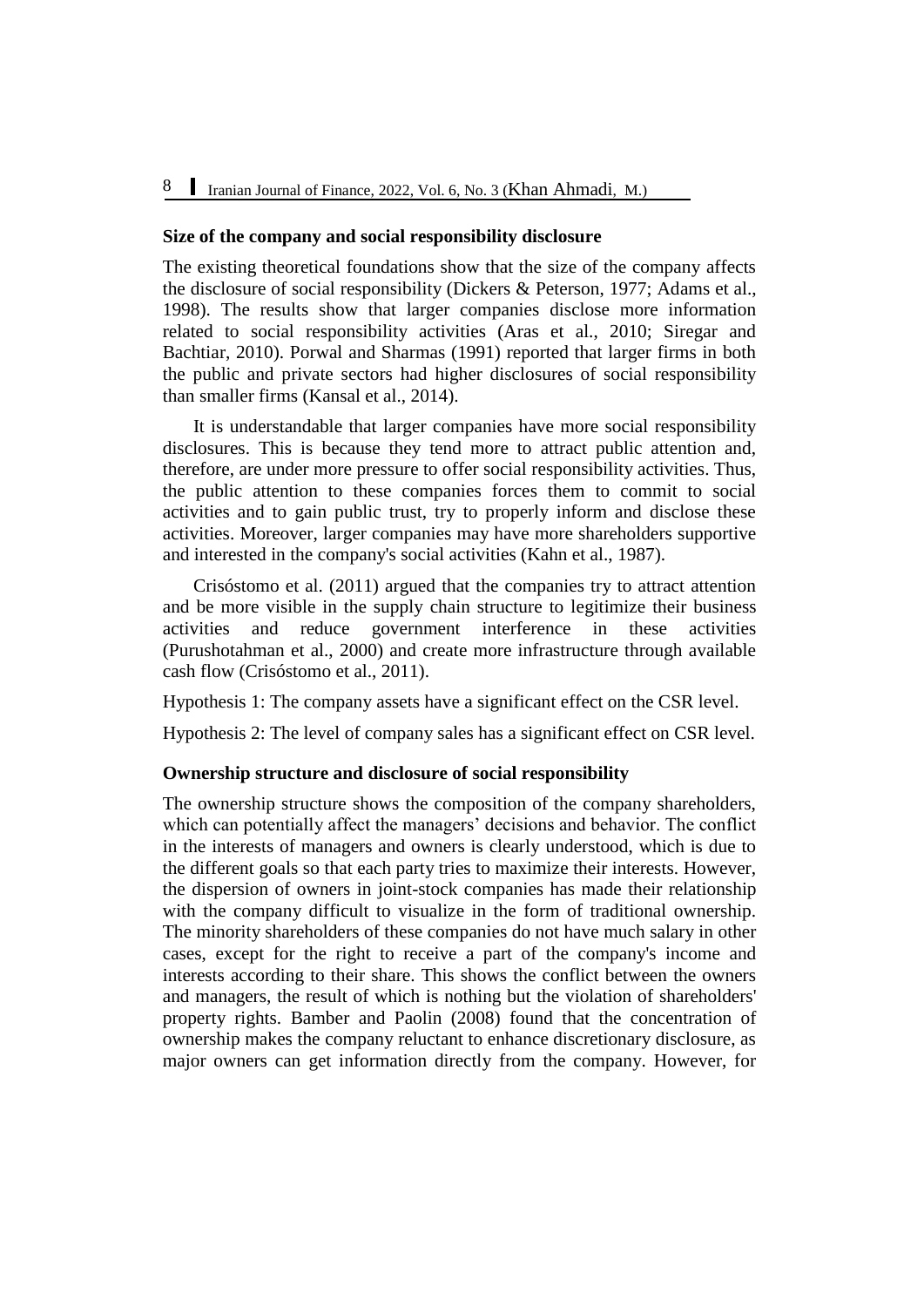**Size of the company and social responsibility disclosure**

The existing theoretical foundations show that the size of the company affects the disclosure of social responsibility (Dickers & Peterson, 1977; Adams et al., 1998). The results show that larger companies disclose more information related to social responsibility activities (Aras et al., 2010; Siregar and Bachtiar, 2010). Porwal and Sharmas (1991) reported that larger firms in both the public and private sectors had higher disclosures of social responsibility than smaller firms (Kansal et al., 2014).

It is understandable that larger companies have more social responsibility disclosures. This is because they tend more to attract public attention and, therefore, are under more pressure to offer social responsibility activities. Thus, the public attention to these companies forces them to commit to social activities and to gain public trust, try to properly inform and disclose these activities. Moreover, larger companies may have more shareholders supportive and interested in the company's social activities (Kahn et al., 1987).

Crisóstomo et al. (2011) argued that the companies try to attract attention and be more visible in the supply chain structure to legitimize their business activities and reduce government interference in these activities (Purushotahman et al., 2000) and create more infrastructure through available cash flow (Crisóstomo et al., 2011).

Hypothesis 1: The company assets have a significant effect on the CSR level.

Hypothesis 2: The level of company sales has a significant effect on CSR level.

**Ownership structure and disclosure of social responsibility**

The ownership structure shows the composition of the company shareholders, which can potentially affect the managers' decisions and behavior. The conflict in the interests of managers and owners is clearly understood, which is due to the different goals so that each party tries to maximize their interests. However, the dispersion of owners in joint-stock companies has made their relationship with the company difficult to visualize in the form of traditional ownership. The minority shareholders of these companies do not have much salary in other cases, except for the right to receive a part of the company's income and interests according to their share. This shows the conflict between the owners and managers, the result of which is nothing but the violation of shareholders' property rights. Bamber and Paolin (2008) found that the concentration of ownership makes the company reluctant to enhance discretionary disclosure, as major owners can get information directly from the company. However, for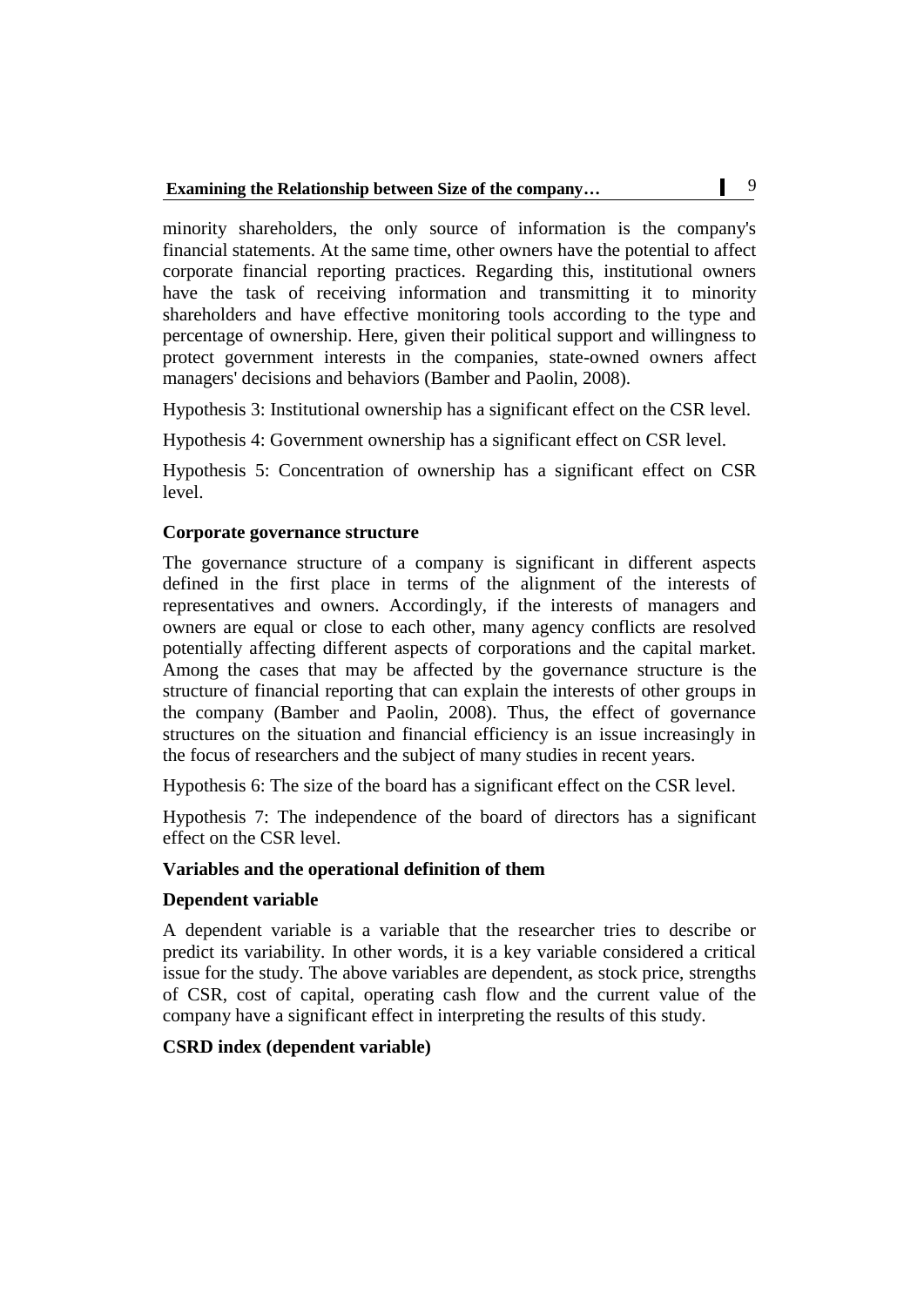minority shareholders, the only source of information is the company's financial statements. At the same time, other owners have the potential to affect corporate financial reporting practices. Regarding this, institutional owners have the task of receiving information and transmitting it to minority shareholders and have effective monitoring tools according to the type and percentage of ownership. Here, given their political support and willingness to protect government interests in the companies, state-owned owners affect managers' decisions and behaviors (Bamber and Paolin, 2008).

Hypothesis 3: Institutional ownership has a significant effect on the CSR level.

Hypothesis 4: Government ownership has a significant effect on CSR level.

Hypothesis 5: Concentration of ownership has a significant effect on CSR level.

**Corporate governance structure**

The governance structure of a company is significant in different aspects defined in the first place in terms of the alignment of the interests of representatives and owners. Accordingly, if the interests of managers and owners are equal or close to each other, many agency conflicts are resolved potentially affecting different aspects of corporations and the capital market. Among the cases that may be affected by the governance structure is the structure of financial reporting that can explain the interests of other groups in the company (Bamber and Paolin, 2008). Thus, the effect of governance structures on the situation and financial efficiency is an issue increasingly in the focus of researchers and the subject of many studies in recent years.

Hypothesis 6: The size of the board has a significant effect on the CSR level.

Hypothesis 7: The independence of the board of directors has a significant effect on the CSR level.

**Variables and the operational definition of them**

**Dependent variable**

A dependent variable is a variable that the researcher tries to describe or predict its variability. In other words, it is a key variable considered a critical issue for the study. The above variables are dependent, as stock price, strengths of CSR, cost of capital, operating cash flow and the current value of the company have a significant effect in interpreting the results of this study.

**CSRD index (dependent variable)**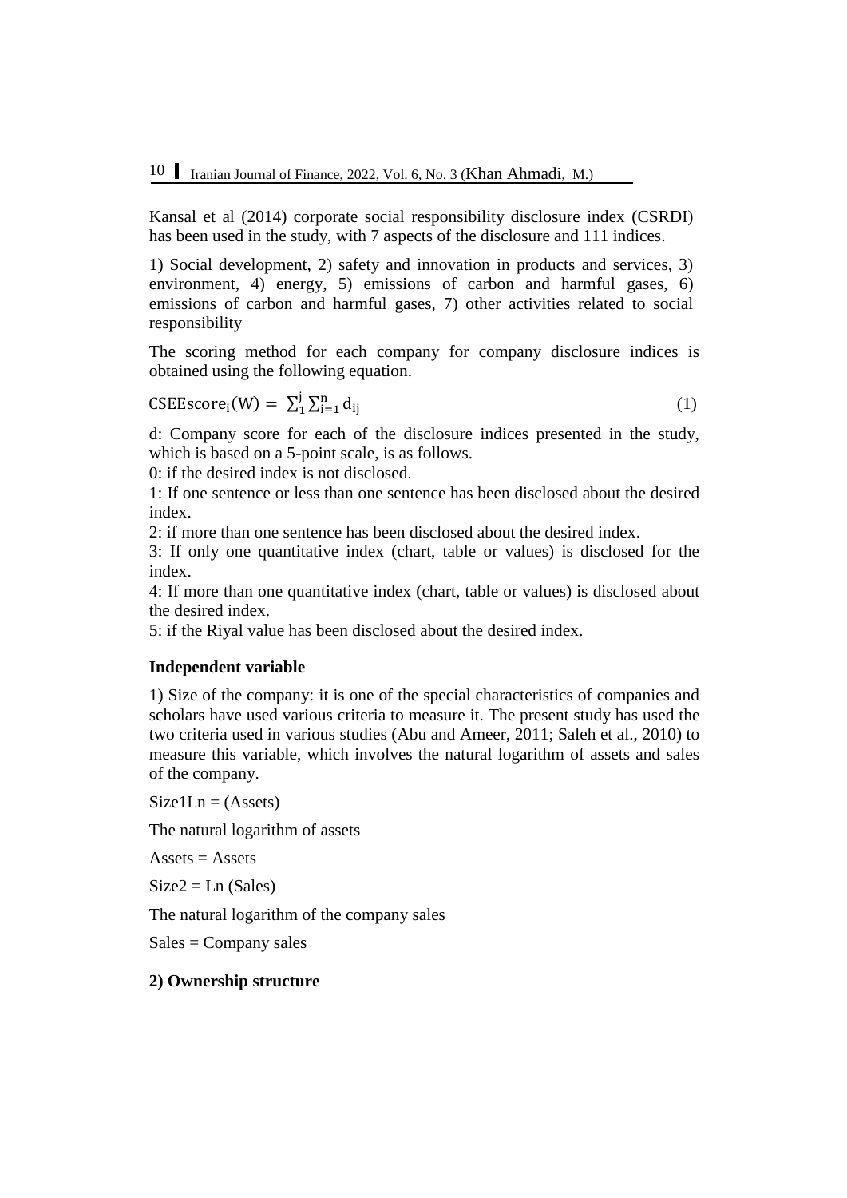Kansal et al (2014) corporate social responsibility disclosure index (CSRDI) has been used in the study, with 7 aspects of the disclosure and 111 indices.

1) Social development, 2) safety and innovation in products and services, 3) environment, 4) energy, 5) emissions of carbon and harmful gases, 6) emissions of carbon and harmful gases, 7) other activities related to social responsibility

The scoring method for each company for company disclosure indices is obtained using the following equation.

$$\text{CSEEscore}_i(W) = \sum_1^j \sum_{i=1}^n d_{ij} \qquad (1)$$

d: Company score for each of the disclosure indices presented in the study, which is based on a 5-point scale, is as follows.

0: if the desired index is not disclosed.

1: If one sentence or less than one sentence has been disclosed about the desired index.

2: if more than one sentence has been disclosed about the desired index.

3: If only one quantitative index (chart, table or values) is disclosed for the index.

4: If more than one quantitative index (chart, table or values) is disclosed about the desired index.

5: if the Riyal value has been disclosed about the desired index.

**Independent variable**

1) Size of the company: it is one of the special characteristics of companies and scholars have used various criteria to measure it. The present study has used the two criteria used in various studies (Abu and Ameer, 2011; Saleh et al., 2010) to measure this variable, which involves the natural logarithm of assets and sales of the company.

Size1Ln = (Assets)

The natural logarithm of assets

Assets = Assets

Size2 = Ln (Sales)

The natural logarithm of the company sales

Sales = Company sales

**2) Ownership structure**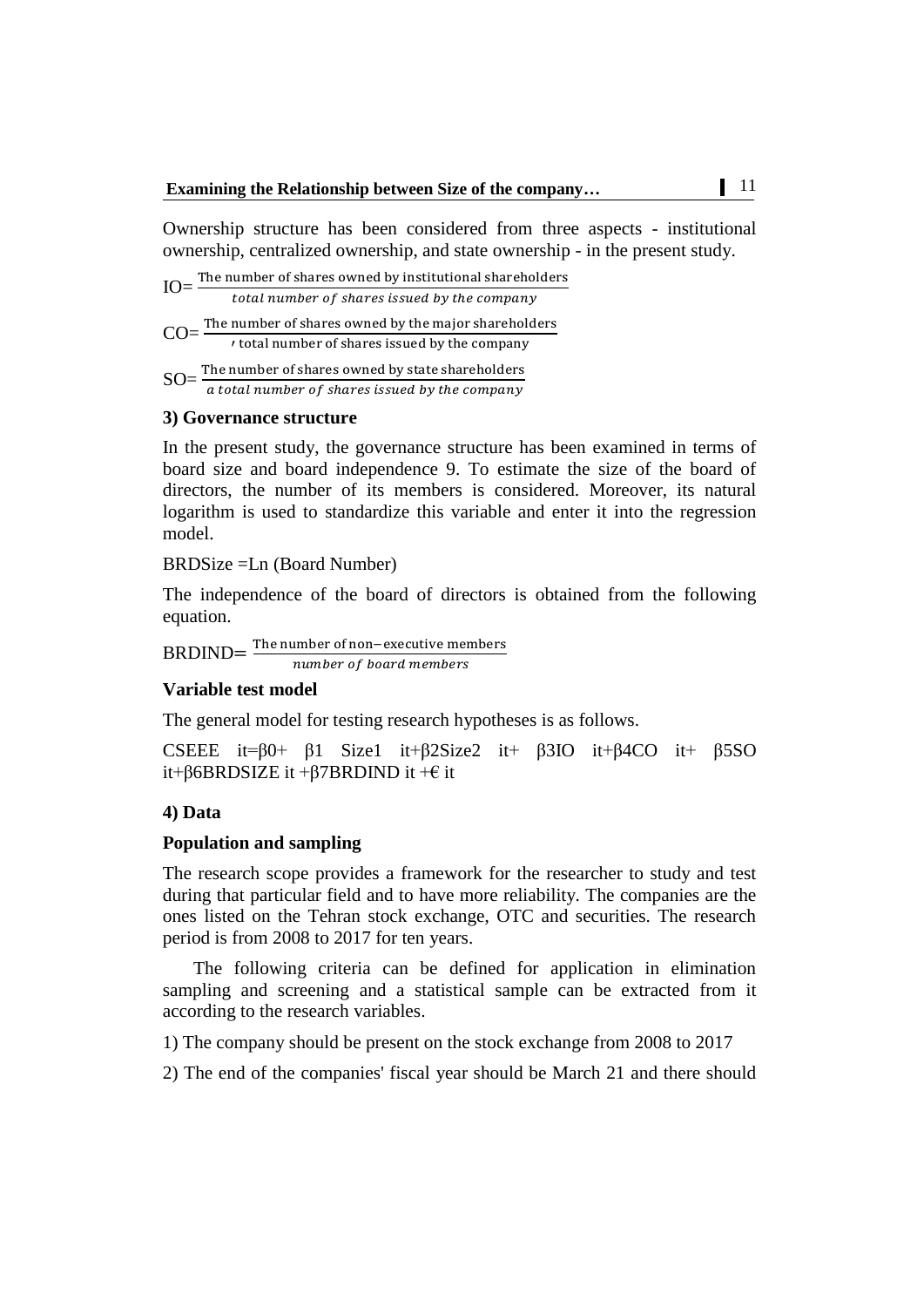Ownership structure has been considered from three aspects - institutional ownership, centralized ownership, and state ownership - in the present study.

$$IO = \frac{\text{The number of shares owned by institutional shareholders}}{\textit{total number of shares issued by the company}}$$

$$CO = \frac{\text{The number of shares owned by the major shareholders}}{\text{total number of shares issued by the company}}$$

$$SO = \frac{\text{The number of shares owned by state shareholders}}{\textit{a total number of shares issued by the company}}$$

### 3) Governance structure

In the present study, the governance structure has been examined in terms of board size and board independence 9. To estimate the size of the board of directors, the number of its members is considered. Moreover, its natural logarithm is used to standardize this variable and enter it into the regression model.

BRDSize =Ln (Board Number)

The independence of the board of directors is obtained from the following equation.

$$BRDIND = \frac{\text{The number of non-executive members}}{\textit{number of board members}}$$

### Variable test model

The general model for testing research hypotheses is as follows.

$$CSEEE_{it} = \beta_0 + \beta_1 Size1_{it} + \beta_2 Size2_{it} + \beta_3 IO_{it} + \beta_4 CO_{it} + \beta_5 SO_{it} + \beta_6 BRDSIZE_{it} + \beta_7 BRDIND_{it} + \epsilon_{it}$$

### 4) Data

### Population and sampling

The research scope provides a framework for the researcher to study and test during that particular field and to have more reliability. The companies are the ones listed on the Tehran stock exchange, OTC and securities. The research period is from 2008 to 2017 for ten years.

The following criteria can be defined for application in elimination sampling and screening and a statistical sample can be extracted from it according to the research variables.

1) The company should be present on the stock exchange from 2008 to 2017

2) The end of the companies' fiscal year should be March 21 and there should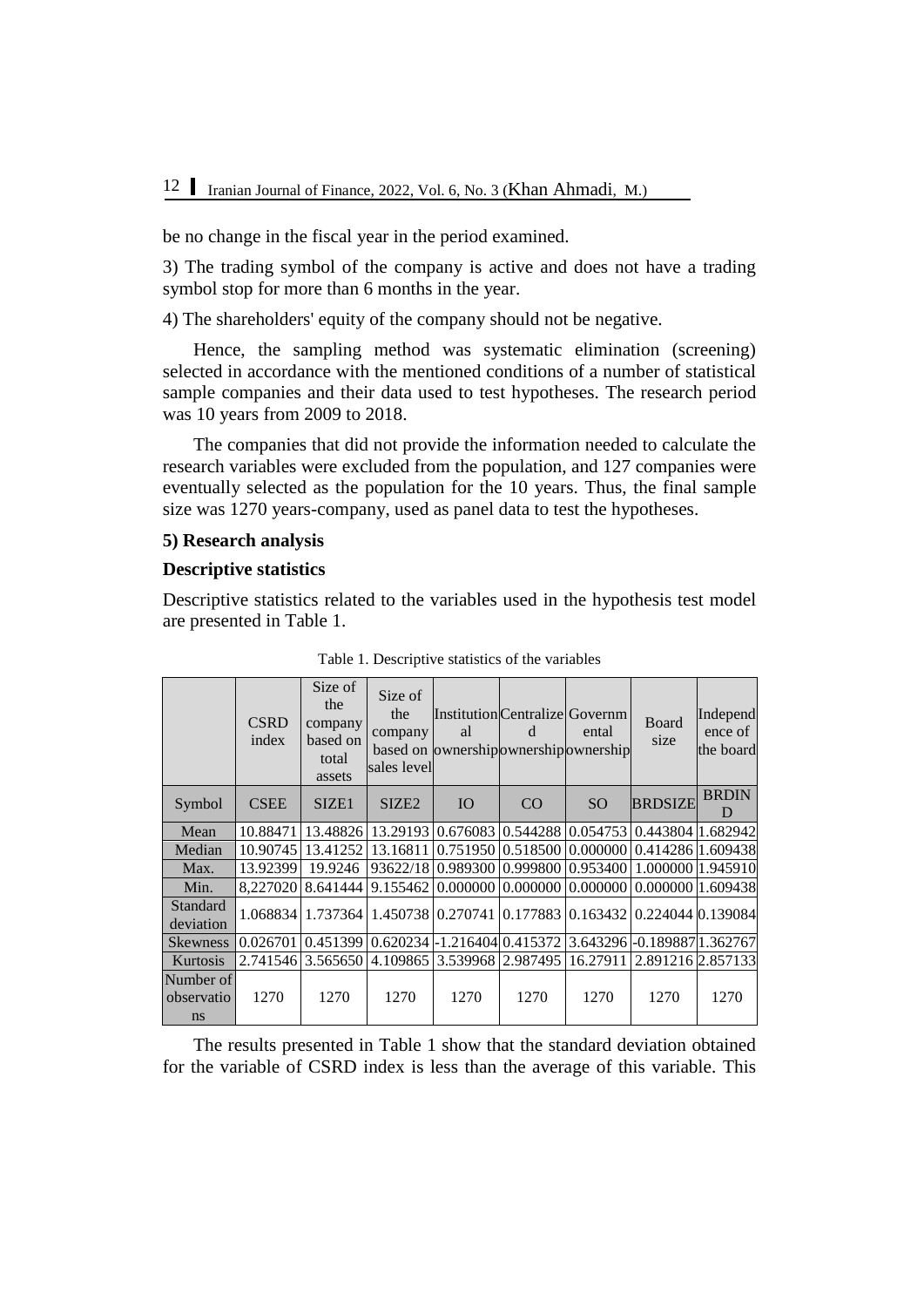be no change in the fiscal year in the period examined.

3) The trading symbol of the company is active and does not have a trading symbol stop for more than 6 months in the year.

4) The shareholders' equity of the company should not be negative.

Hence, the sampling method was systematic elimination (screening) selected in accordance with the mentioned conditions of a number of statistical sample companies and their data used to test hypotheses. The research period was 10 years from 2009 to 2018.

The companies that did not provide the information needed to calculate the research variables were excluded from the population, and 127 companies were eventually selected as the population for the 10 years. Thus, the final sample size was 1270 years-company, used as panel data to test the hypotheses.

**5) Research analysis**

**Descriptive statistics**

Descriptive statistics related to the variables used in the hypothesis test model are presented in Table 1.

Table 1. Descriptive statistics of the variables

| | CSRD index | Size of the company based on total assets | Size of the company based on sales level | Institutional ownership | Centralized ownership | Governmental ownership | Board size | Independence of the board |
|---|---|---|---|---|---|---|---|---|
| Symbol | CSEE | SIZE1 | SIZE2 | IO | CO | SO | BRDSIZE | BRDIND |
| Mean | 10.88471 | 13.48826 | 13.29193 | 0.676083 | 0.544288 | 0.054753 | 0.443804 | 1.682942 |
| Median | 10.90745 | 13.41252 | 13.16811 | 0.751950 | 0.518500 | 0.000000 | 0.414286 | 1.609438 |
| Max. | 13.92399 | 19.9246 | 93622/18 | 0.989300 | 0.999800 | 0.953400 | 1.000000 | 1.945910 |
| Min. | 8,227020 | 8.641444 | 9.155462 | 0.000000 | 0.000000 | 0.000000 | 0.000000 | 1.609438 |
| Standard deviation | 1.068834 | 1.737364 | 1.450738 | 0.270741 | 0.177883 | 0.163432 | 0.224044 | 0.139084 |
| Skewness | 0.026701 | 0.451399 | 0.620234 | -1.216404 | 0.415372 | 3.643296 | -0.189887 | 1.362767 |
| Kurtosis | 2.741546 | 3.565650 | 4.109865 | 3.539968 | 2.987495 | 16.27911 | 2.891216 | 2.857133 |
| Number of observations | 1270 | 1270 | 1270 | 1270 | 1270 | 1270 | 1270 | 1270 |

The results presented in Table 1 show that the standard deviation obtained for the variable of CSRD index is less than the average of this variable. This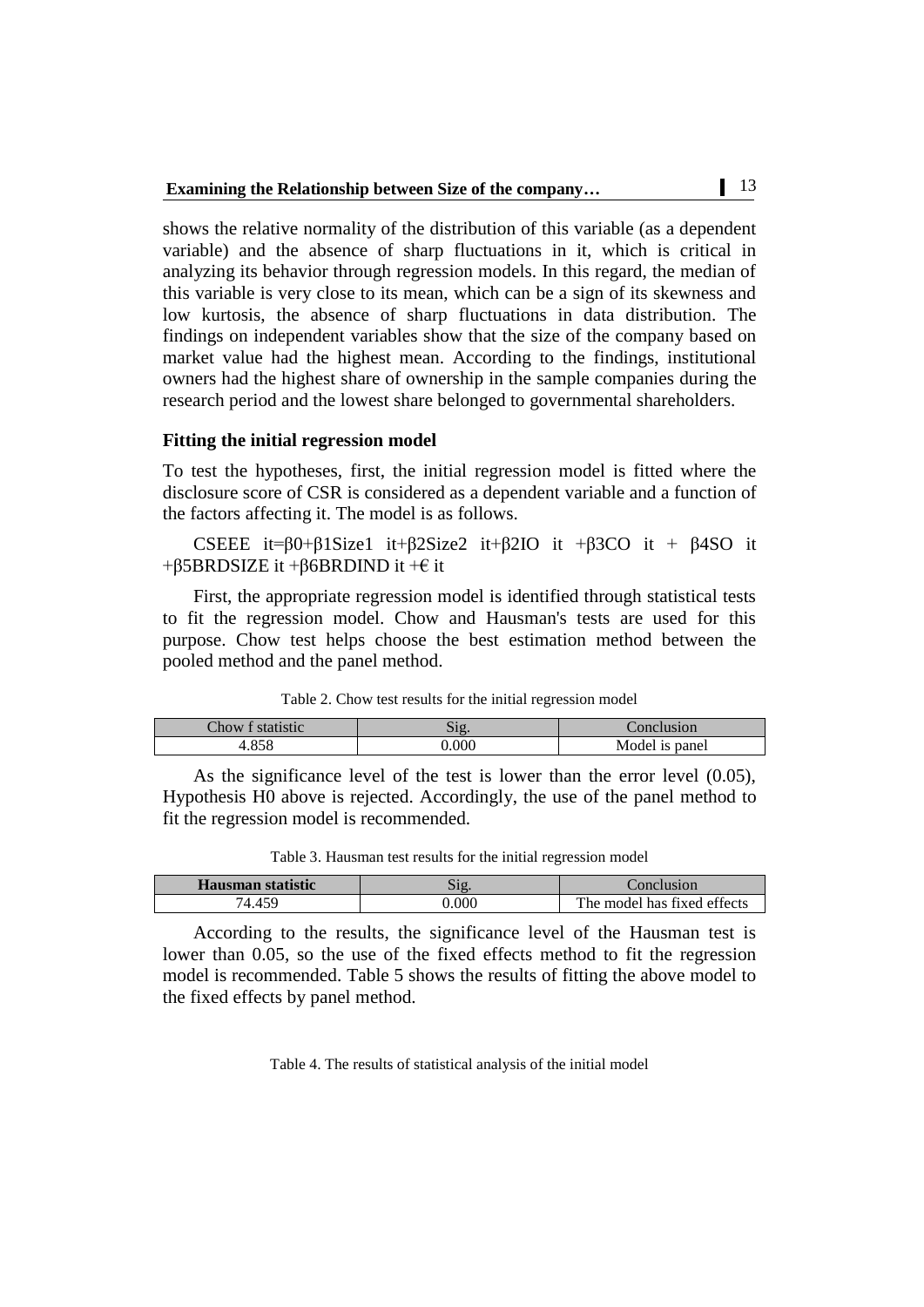shows the relative normality of the distribution of this variable (as a dependent variable) and the absence of sharp fluctuations in it, which is critical in analyzing its behavior through regression models. In this regard, the median of this variable is very close to its mean, which can be a sign of its skewness and low kurtosis, the absence of sharp fluctuations in data distribution. The findings on independent variables show that the size of the company based on market value had the highest mean. According to the findings, institutional owners had the highest share of ownership in the sample companies during the research period and the lowest share belonged to governmental shareholders.

### Fitting the initial regression model

To test the hypotheses, first, the initial regression model is fitted where the disclosure score of CSR is considered as a dependent variable and a function of the factors affecting it. The model is as follows.

$$CSEEE\ it = \beta 0 + \beta 1Size1\ it + \beta 2Size2\ it + \beta 2IO\ it + \beta 3CO\ it + \beta 4SO\ it + \beta 5BRDSIZE\ it + \beta 6BRDIND\ it + € \ it$$

First, the appropriate regression model is identified through statistical tests to fit the regression model. Chow and Hausman's tests are used for this purpose. Chow test helps choose the best estimation method between the pooled method and the panel method.

Table 2. Chow test results for the initial regression model

| Chow f statistic | Sig. | Conclusion |
|---|---|---|
| 4.858 | 0.000 | Model is panel |

As the significance level of the test is lower than the error level (0.05), Hypothesis H0 above is rejected. Accordingly, the use of the panel method to fit the regression model is recommended.

Table 3. Hausman test results for the initial regression model

| **Hausman statistic** | Sig. | Conclusion |
|---|---|---|
| 74.459 | 0.000 | The model has fixed effects |

According to the results, the significance level of the Hausman test is lower than 0.05, so the use of the fixed effects method to fit the regression model is recommended. Table 5 shows the results of fitting the above model to the fixed effects by panel method.

Table 4. The results of statistical analysis of the initial model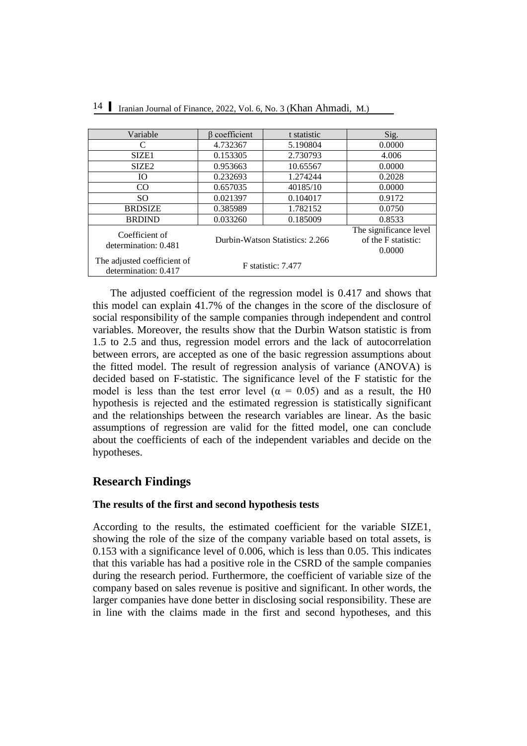| Variable | β coefficient | t statistic | Sig. |
|---|---|---|---|
| C | 4.732367 | 5.190804 | 0.0000 |
| SIZE1 | 0.153305 | 2.730793 | 4.006 |
| SIZE2 | 0.953663 | 10.65567 | 0.0000 |
| IO | 0.232693 | 1.274244 | 0.2028 |
| CO | 0.657035 | 40185/10 | 0.0000 |
| SO | 0.021397 | 0.104017 | 0.9172 |
| BRDSIZE | 0.385989 | 1.782152 | 0.0750 |
| BRDIND | 0.033260 | 0.185009 | 0.8533 |
| Coefficient of determination: 0.481 | Durbin-Watson Statistics: 2.266 | | The significance level of the F statistic: 0.0000 |
| The adjusted coefficient of determination: 0.417 | F statistic: 7.477 | | |

The adjusted coefficient of the regression model is 0.417 and shows that this model can explain 41.7% of the changes in the score of the disclosure of social responsibility of the sample companies through independent and control variables. Moreover, the results show that the Durbin Watson statistic is from 1.5 to 2.5 and thus, regression model errors and the lack of autocorrelation between errors, are accepted as one of the basic regression assumptions about the fitted model. The result of regression analysis of variance (ANOVA) is decided based on F-statistic. The significance level of the F statistic for the model is less than the test error level ($\alpha = 0.05$) and as a result, the H0 hypothesis is rejected and the estimated regression is statistically significant and the relationships between the research variables are linear. As the basic assumptions of regression are valid for the fitted model, one can conclude about the coefficients of each of the independent variables and decide on the hypotheses.

## Research Findings

### The results of the first and second hypothesis tests

According to the results, the estimated coefficient for the variable SIZE1, showing the role of the size of the company variable based on total assets, is 0.153 with a significance level of 0.006, which is less than 0.05. This indicates that this variable has had a positive role in the CSRD of the sample companies during the research period. Furthermore, the coefficient of variable size of the company based on sales revenue is positive and significant. In other words, the larger companies have done better in disclosing social responsibility. These are in line with the claims made in the first and second hypotheses, and this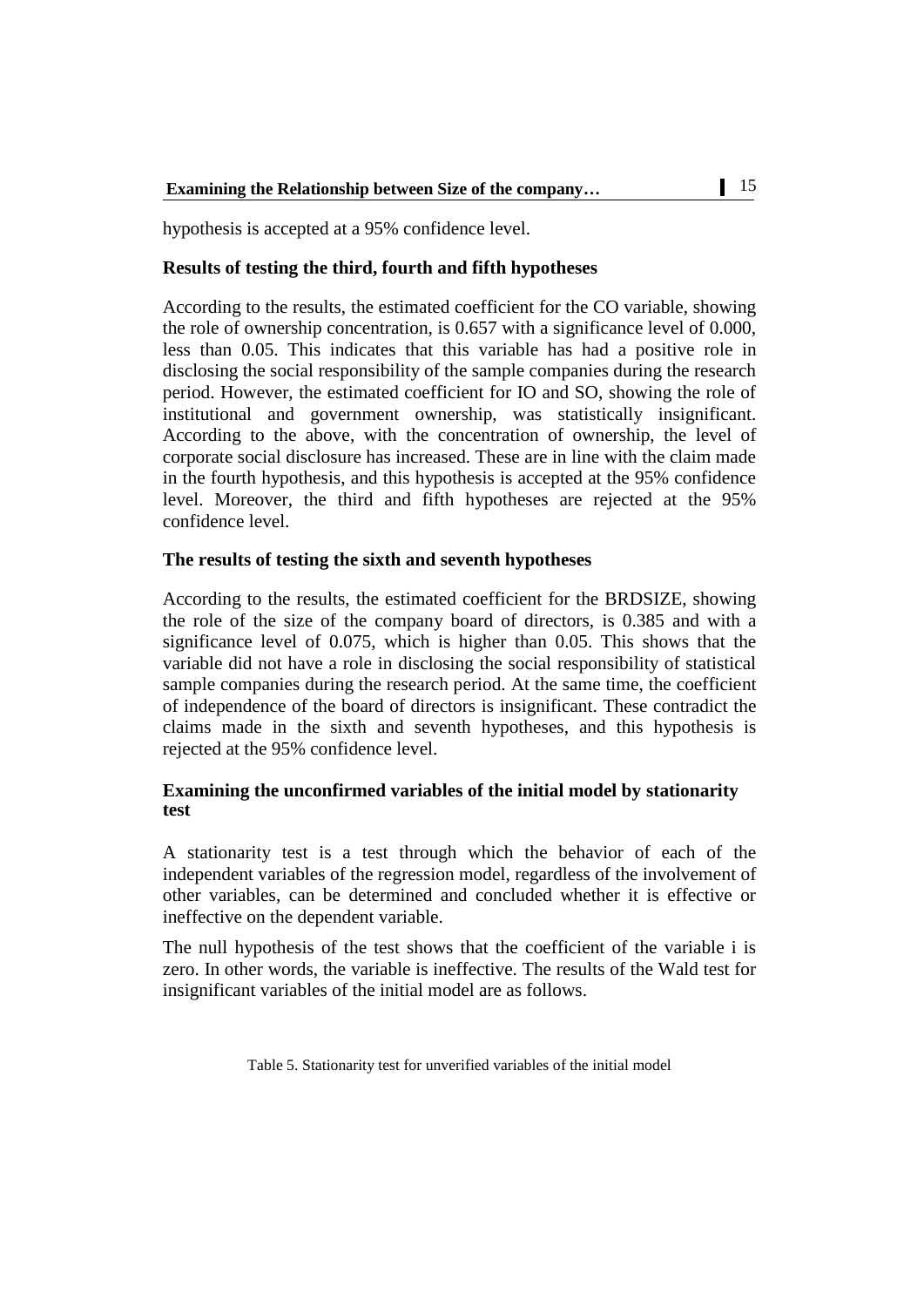hypothesis is accepted at a 95% confidence level.

### Results of testing the third, fourth and fifth hypotheses

According to the results, the estimated coefficient for the CO variable, showing the role of ownership concentration, is 0.657 with a significance level of 0.000, less than 0.05. This indicates that this variable has had a positive role in disclosing the social responsibility of the sample companies during the research period. However, the estimated coefficient for IO and SO, showing the role of institutional and government ownership, was statistically insignificant. According to the above, with the concentration of ownership, the level of corporate social disclosure has increased. These are in line with the claim made in the fourth hypothesis, and this hypothesis is accepted at the 95% confidence level. Moreover, the third and fifth hypotheses are rejected at the 95% confidence level.

### The results of testing the sixth and seventh hypotheses

According to the results, the estimated coefficient for the BRDSIZE, showing the role of the size of the company board of directors, is 0.385 and with a significance level of 0.075, which is higher than 0.05. This shows that the variable did not have a role in disclosing the social responsibility of statistical sample companies during the research period. At the same time, the coefficient of independence of the board of directors is insignificant. These contradict the claims made in the sixth and seventh hypotheses, and this hypothesis is rejected at the 95% confidence level.

### Examining the unconfirmed variables of the initial model by stationarity test

A stationarity test is a test through which the behavior of each of the independent variables of the regression model, regardless of the involvement of other variables, can be determined and concluded whether it is effective or ineffective on the dependent variable.

The null hypothesis of the test shows that the coefficient of the variable i is zero. In other words, the variable is ineffective. The results of the Wald test for insignificant variables of the initial model are as follows.

Table 5. Stationarity test for unverified variables of the initial model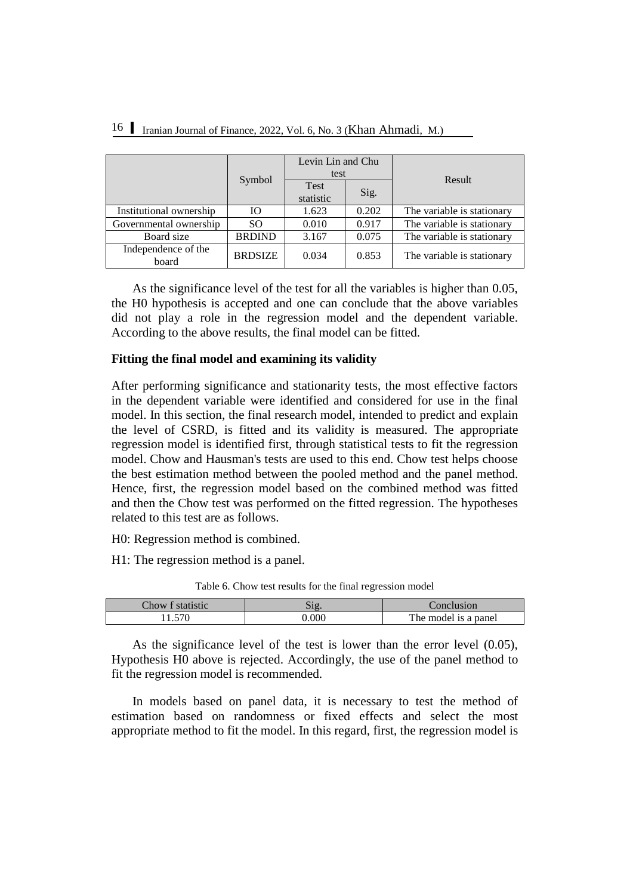| | Symbol | Levin Lin and Chu test | | Result |
|---|---|---|---|---|
| | | Test statistic | Sig. | |
| Institutional ownership | IO | 1.623 | 0.202 | The variable is stationary |
| Governmental ownership | SO | 0.010 | 0.917 | The variable is stationary |
| Board size | BRDIND | 3.167 | 0.075 | The variable is stationary |
| Independence of the board | BRDSIZE | 0.034 | 0.853 | The variable is stationary |

As the significance level of the test for all the variables is higher than 0.05, the H0 hypothesis is accepted and one can conclude that the above variables did not play a role in the regression model and the dependent variable. According to the above results, the final model can be fitted.

**Fitting the final model and examining its validity**

After performing significance and stationarity tests, the most effective factors in the dependent variable were identified and considered for use in the final model. In this section, the final research model, intended to predict and explain the level of CSRD, is fitted and its validity is measured. The appropriate regression model is identified first, through statistical tests to fit the regression model. Chow and Hausman's tests are used to this end. Chow test helps choose the best estimation method between the pooled method and the panel method. Hence, first, the regression model based on the combined method was fitted and then the Chow test was performed on the fitted regression. The hypotheses related to this test are as follows.

H0: Regression method is combined.

H1: The regression method is a panel.

Table 6. Chow test results for the final regression model

| Chow f statistic | Sig. | Conclusion |
|---|---|---|
| 11.570 | 0.000 | The model is a panel |

As the significance level of the test is lower than the error level (0.05), Hypothesis H0 above is rejected. Accordingly, the use of the panel method to fit the regression model is recommended.

In models based on panel data, it is necessary to test the method of estimation based on randomness or fixed effects and select the most appropriate method to fit the model. In this regard, first, the regression model is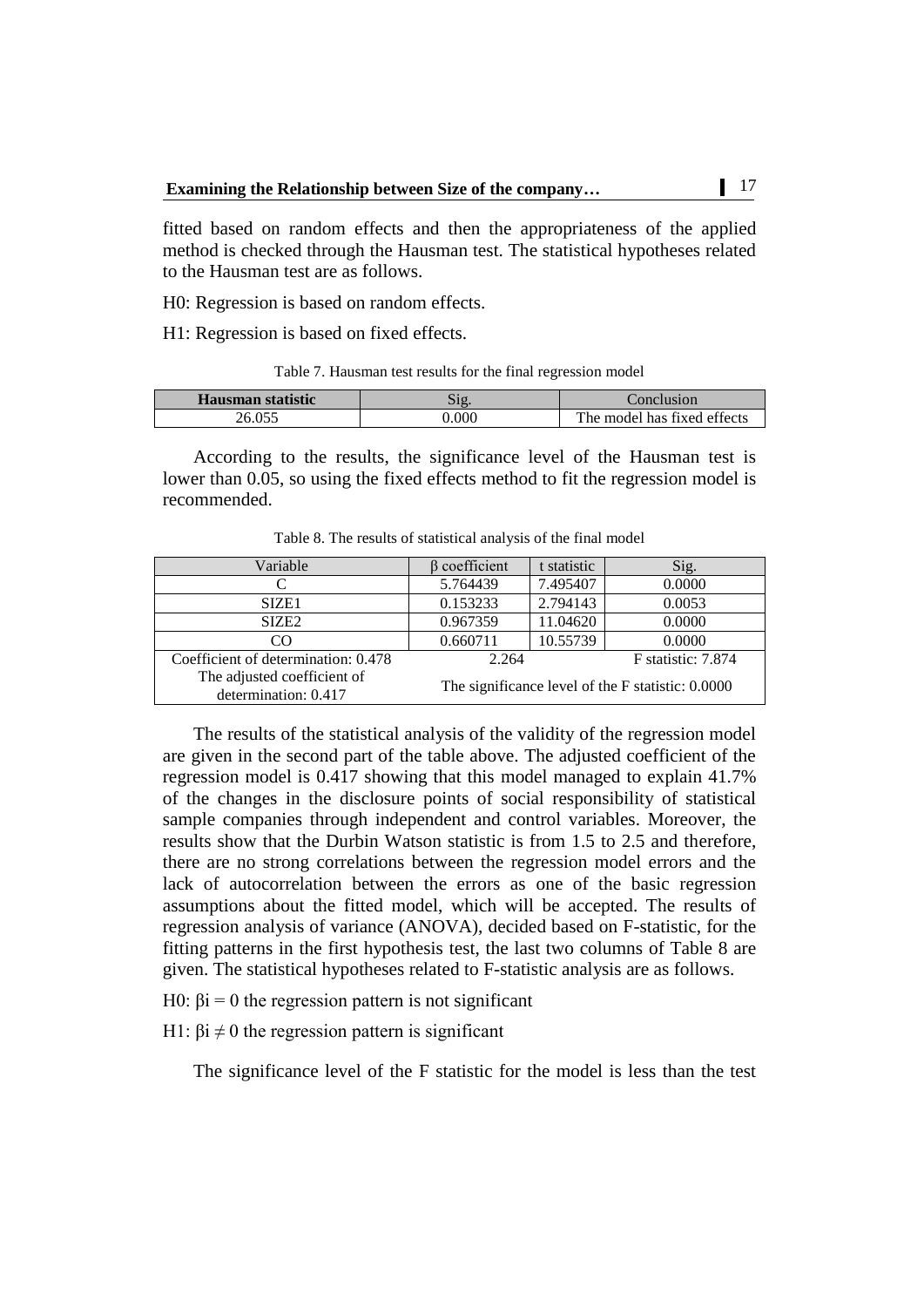fitted based on random effects and then the appropriateness of the applied method is checked through the Hausman test. The statistical hypotheses related to the Hausman test are as follows.

H0: Regression is based on random effects.

H1: Regression is based on fixed effects.

Table 7. Hausman test results for the final regression model

| **Hausman statistic** | Sig. | Conclusion |
|---|---|---|
| 26.055 | 0.000 | The model has fixed effects |

According to the results, the significance level of the Hausman test is lower than 0.05, so using the fixed effects method to fit the regression model is recommended.

Table 8. The results of statistical analysis of the final model

| Variable | β coefficient | t statistic | Sig. |
|---|---|---|---|
| C | 5.764439 | 7.495407 | 0.0000 |
| SIZE1 | 0.153233 | 2.794143 | 0.0053 |
| SIZE2 | 0.967359 | 11.04620 | 0.0000 |
| CO | 0.660711 | 10.55739 | 0.0000 |
| Coefficient of determination: 0.478 | 2.264 | | F statistic: 7.874 |
| The adjusted coefficient of determination: 0.417 | The significance level of the F statistic: 0.0000 | | |

The results of the statistical analysis of the validity of the regression model are given in the second part of the table above. The adjusted coefficient of the regression model is 0.417 showing that this model managed to explain 41.7% of the changes in the disclosure points of social responsibility of statistical sample companies through independent and control variables. Moreover, the results show that the Durbin Watson statistic is from 1.5 to 2.5 and therefore, there are no strong correlations between the regression model errors and the lack of autocorrelation between the errors as one of the basic regression assumptions about the fitted model, which will be accepted. The results of regression analysis of variance (ANOVA), decided based on F-statistic, for the fitting patterns in the first hypothesis test, the last two columns of Table 8 are given. The statistical hypotheses related to F-statistic analysis are as follows.

H0: $\beta i = 0$ the regression pattern is not significant

H1: $\beta i \neq 0$ the regression pattern is significant

The significance level of the F statistic for the model is less than the test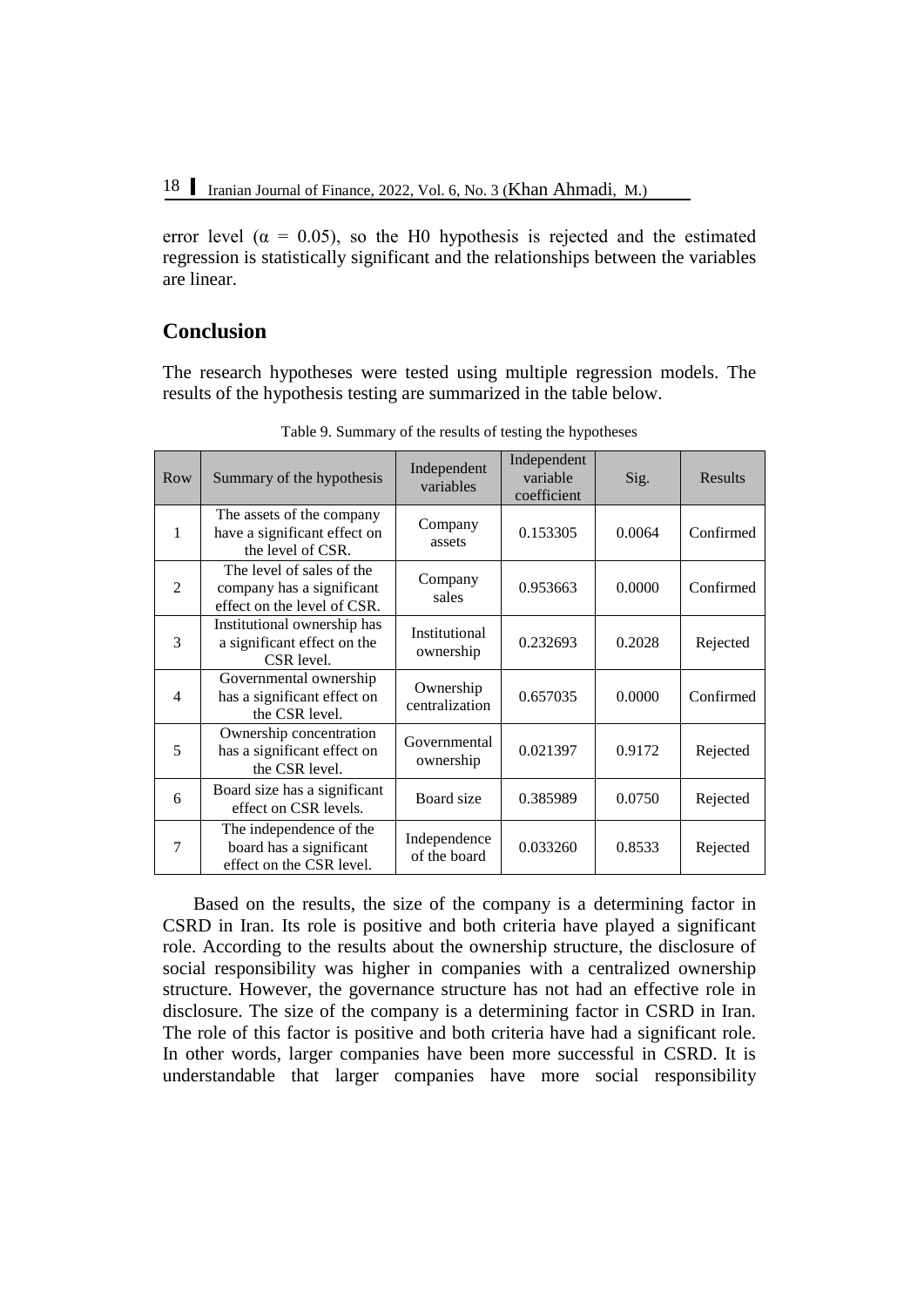error level ($\alpha$ = 0.05), so the H0 hypothesis is rejected and the estimated regression is statistically significant and the relationships between the variables are linear.

## Conclusion

The research hypotheses were tested using multiple regression models. The results of the hypothesis testing are summarized in the table below.

Table 9. Summary of the results of testing the hypotheses

| Row | Summary of the hypothesis | Independent variables | Independent variable coefficient | Sig. | Results |
|---|---|---|---|---|---|
| 1 | The assets of the company have a significant effect on the level of CSR. | Company assets | 0.153305 | 0.0064 | Confirmed |
| 2 | The level of sales of the company has a significant effect on the level of CSR. | Company sales | 0.953663 | 0.0000 | Confirmed |
| 3 | Institutional ownership has a significant effect on the CSR level. | Institutional ownership | 0.232693 | 0.2028 | Rejected |
| 4 | Governmental ownership has a significant effect on the CSR level. | Ownership centralization | 0.657035 | 0.0000 | Confirmed |
| 5 | Ownership concentration has a significant effect on the CSR level. | Governmental ownership | 0.021397 | 0.9172 | Rejected |
| 6 | Board size has a significant effect on CSR levels. | Board size | 0.385989 | 0.0750 | Rejected |
| 7 | The independence of the board has a significant effect on the CSR level. | Independence of the board | 0.033260 | 0.8533 | Rejected |

Based on the results, the size of the company is a determining factor in CSRD in Iran. Its role is positive and both criteria have played a significant role. According to the results about the ownership structure, the disclosure of social responsibility was higher in companies with a centralized ownership structure. However, the governance structure has not had an effective role in disclosure. The size of the company is a determining factor in CSRD in Iran. The role of this factor is positive and both criteria have had a significant role. In other words, larger companies have been more successful in CSRD. It is understandable that larger companies have more social responsibility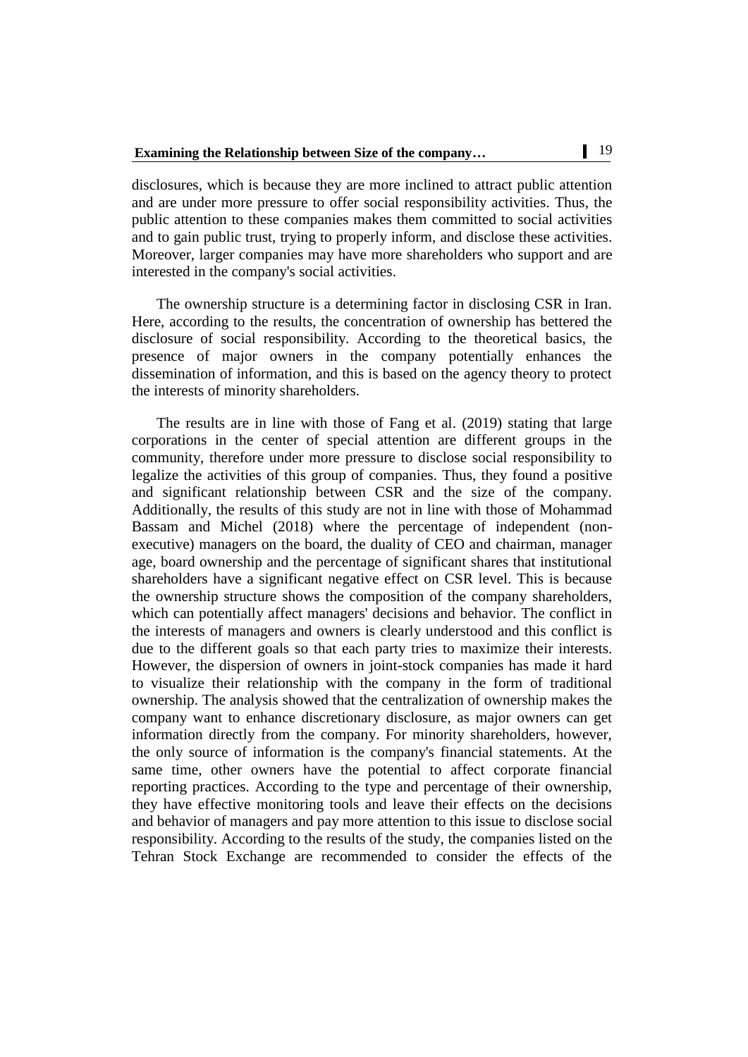disclosures, which is because they are more inclined to attract public attention and are under more pressure to offer social responsibility activities. Thus, the public attention to these companies makes them committed to social activities and to gain public trust, trying to properly inform, and disclose these activities. Moreover, larger companies may have more shareholders who support and are interested in the company's social activities.

The ownership structure is a determining factor in disclosing CSR in Iran. Here, according to the results, the concentration of ownership has bettered the disclosure of social responsibility. According to the theoretical basics, the presence of major owners in the company potentially enhances the dissemination of information, and this is based on the agency theory to protect the interests of minority shareholders.

The results are in line with those of Fang et al. (2019) stating that large corporations in the center of special attention are different groups in the community, therefore under more pressure to disclose social responsibility to legalize the activities of this group of companies. Thus, they found a positive and significant relationship between CSR and the size of the company. Additionally, the results of this study are not in line with those of Mohammad Bassam and Michel (2018) where the percentage of independent (non-executive) managers on the board, the duality of CEO and chairman, manager age, board ownership and the percentage of significant shares that institutional shareholders have a significant negative effect on CSR level. This is because the ownership structure shows the composition of the company shareholders, which can potentially affect managers' decisions and behavior. The conflict in the interests of managers and owners is clearly understood and this conflict is due to the different goals so that each party tries to maximize their interests. However, the dispersion of owners in joint-stock companies has made it hard to visualize their relationship with the company in the form of traditional ownership. The analysis showed that the centralization of ownership makes the company want to enhance discretionary disclosure, as major owners can get information directly from the company. For minority shareholders, however, the only source of information is the company's financial statements. At the same time, other owners have the potential to affect corporate financial reporting practices. According to the type and percentage of their ownership, they have effective monitoring tools and leave their effects on the decisions and behavior of managers and pay more attention to this issue to disclose social responsibility. According to the results of the study, the companies listed on the Tehran Stock Exchange are recommended to consider the effects of the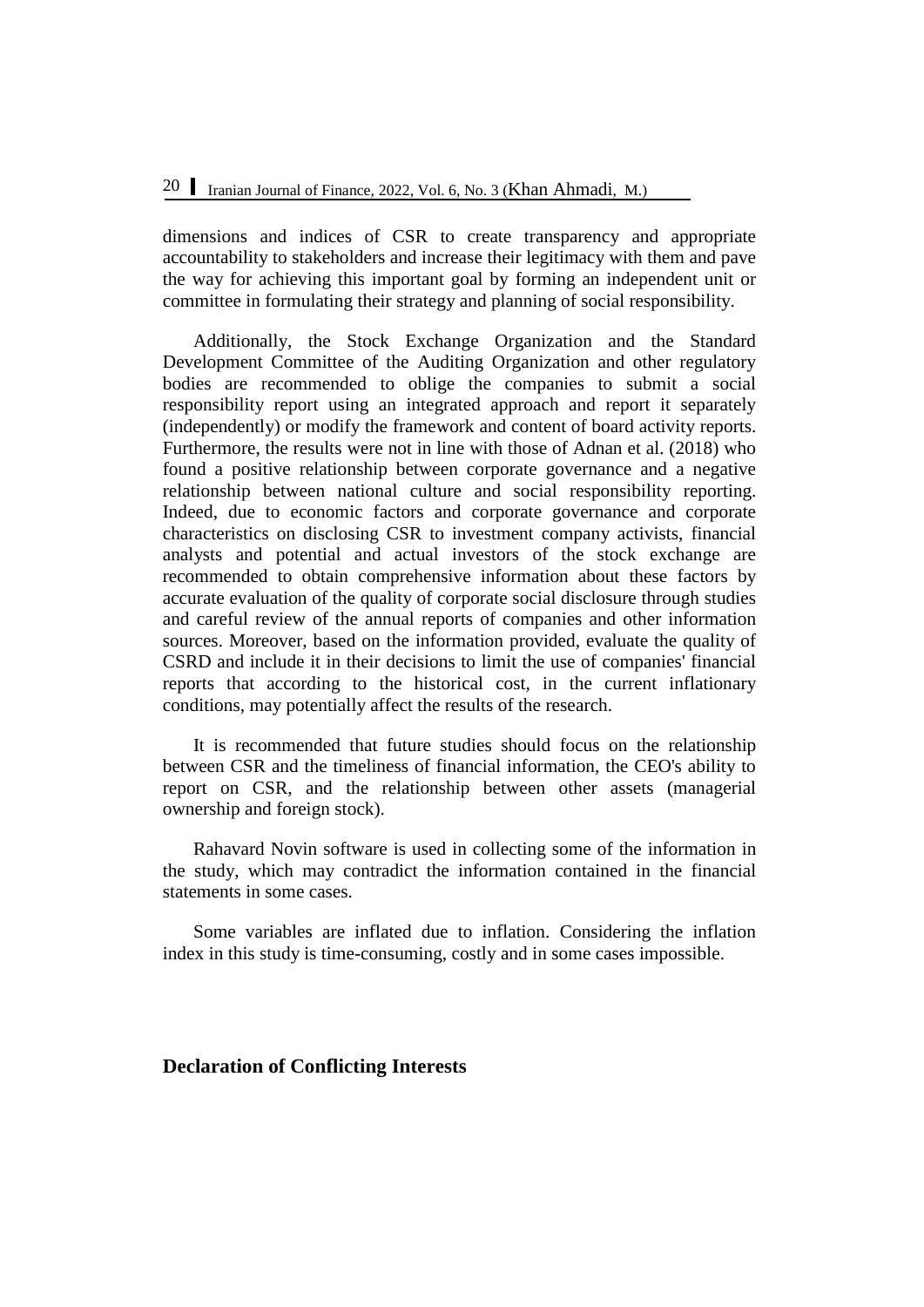dimensions and indices of CSR to create transparency and appropriate accountability to stakeholders and increase their legitimacy with them and pave the way for achieving this important goal by forming an independent unit or committee in formulating their strategy and planning of social responsibility.

Additionally, the Stock Exchange Organization and the Standard Development Committee of the Auditing Organization and other regulatory bodies are recommended to oblige the companies to submit a social responsibility report using an integrated approach and report it separately (independently) or modify the framework and content of board activity reports. Furthermore, the results were not in line with those of Adnan et al. (2018) who found a positive relationship between corporate governance and a negative relationship between national culture and social responsibility reporting. Indeed, due to economic factors and corporate governance and corporate characteristics on disclosing CSR to investment company activists, financial analysts and potential and actual investors of the stock exchange are recommended to obtain comprehensive information about these factors by accurate evaluation of the quality of corporate social disclosure through studies and careful review of the annual reports of companies and other information sources. Moreover, based on the information provided, evaluate the quality of CSRD and include it in their decisions to limit the use of companies' financial reports that according to the historical cost, in the current inflationary conditions, may potentially affect the results of the research.

It is recommended that future studies should focus on the relationship between CSR and the timeliness of financial information, the CEO's ability to report on CSR, and the relationship between other assets (managerial ownership and foreign stock).

Rahavard Novin software is used in collecting some of the information in the study, which may contradict the information contained in the financial statements in some cases.

Some variables are inflated due to inflation. Considering the inflation index in this study is time-consuming, costly and in some cases impossible.

## Declaration of Conflicting Interests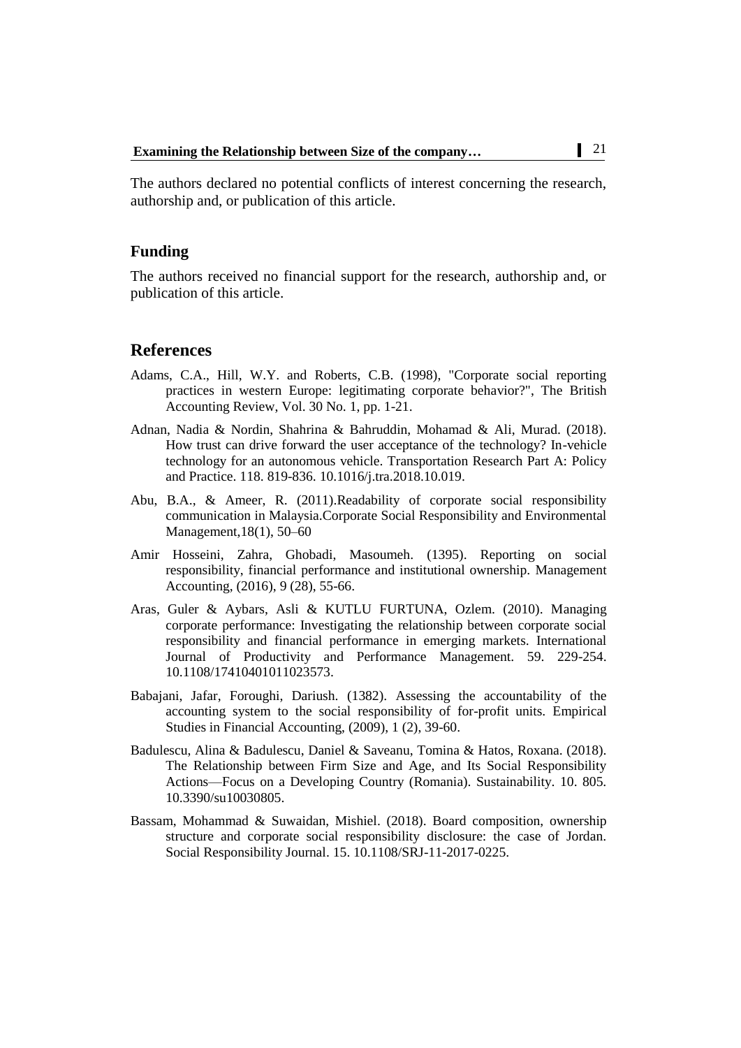The authors declared no potential conflicts of interest concerning the research, authorship and, or publication of this article.

## Funding

The authors received no financial support for the research, authorship and, or publication of this article.

## References

Adams, C.A., Hill, W.Y. and Roberts, C.B. (1998), "Corporate social reporting practices in western Europe: legitimating corporate behavior?", The British Accounting Review, Vol. 30 No. 1, pp. 1-21.

Adnan, Nadia & Nordin, Shahrina & Bahruddin, Mohamad & Ali, Murad. (2018). How trust can drive forward the user acceptance of the technology? In-vehicle technology for an autonomous vehicle. Transportation Research Part A: Policy and Practice. 118. 819-836. 10.1016/j.tra.2018.10.019.

Abu, B.A., & Ameer, R. (2011).Readability of corporate social responsibility communication in Malaysia.Corporate Social Responsibility and Environmental Management,18(1), 50–60

Amir Hosseini, Zahra, Ghobadi, Masoumeh. (1395). Reporting on social responsibility, financial performance and institutional ownership. Management Accounting, (2016), 9 (28), 55-66.

Aras, Guler & Aybars, Asli & KUTLU FURTUNA, Ozlem. (2010). Managing corporate performance: Investigating the relationship between corporate social responsibility and financial performance in emerging markets. International Journal of Productivity and Performance Management. 59. 229-254. 10.1108/17410401011023573.

Babajani, Jafar, Foroughi, Dariush. (1382). Assessing the accountability of the accounting system to the social responsibility of for-profit units. Empirical Studies in Financial Accounting, (2009), 1 (2), 39-60.

Badulescu, Alina & Badulescu, Daniel & Saveanu, Tomina & Hatos, Roxana. (2018). The Relationship between Firm Size and Age, and Its Social Responsibility Actions—Focus on a Developing Country (Romania). Sustainability. 10. 805. 10.3390/su10030805.

Bassam, Mohammad & Suwaidan, Mishiel. (2018). Board composition, ownership structure and corporate social responsibility disclosure: the case of Jordan. Social Responsibility Journal. 15. 10.1108/SRJ-11-2017-0225.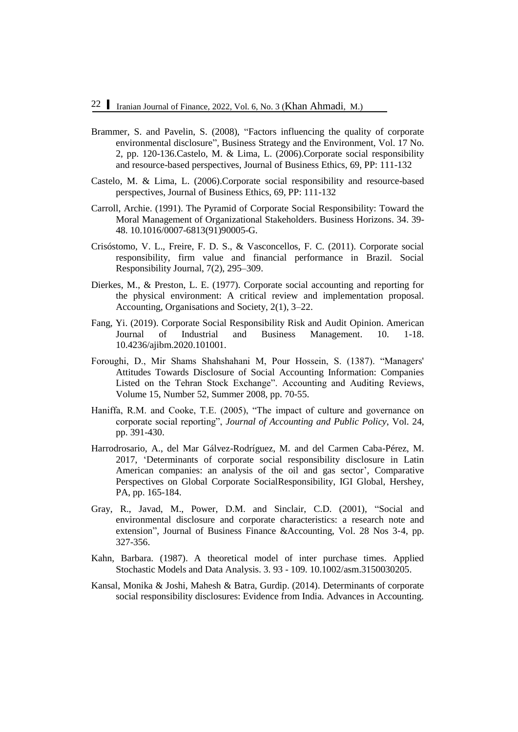Brammer, S. and Pavelin, S. (2008), "Factors influencing the quality of corporate environmental disclosure", Business Strategy and the Environment, Vol. 17 No. 2, pp. 120-136.Castelo, M. & Lima, L. (2006).Corporate social responsibility and resource-based perspectives, Journal of Business Ethics, 69, PP: 111-132

Castelo, M. & Lima, L. (2006).Corporate social responsibility and resource-based perspectives, Journal of Business Ethics, 69, PP: 111-132

Carroll, Archie. (1991). The Pyramid of Corporate Social Responsibility: Toward the Moral Management of Organizational Stakeholders. Business Horizons. 34. 39-48. 10.1016/0007-6813(91)90005-G.

Crisóstomo, V. L., Freire, F. D. S., & Vasconcellos, F. C. (2011). Corporate social responsibility, firm value and financial performance in Brazil. Social Responsibility Journal, 7(2), 295–309.

Dierkes, M., & Preston, L. E. (1977). Corporate social accounting and reporting for the physical environment: A critical review and implementation proposal. Accounting, Organisations and Society, 2(1), 3–22.

Fang, Yi. (2019). Corporate Social Responsibility Risk and Audit Opinion. American Journal of Industrial and Business Management. 10. 1-18. 10.4236/ajibm.2020.101001.

Foroughi, D., Mir Shams Shahshahani M, Pour Hossein, S. (1387). "Managers' Attitudes Towards Disclosure of Social Accounting Information: Companies Listed on the Tehran Stock Exchange". Accounting and Auditing Reviews, Volume 15, Number 52, Summer 2008, pp. 70-55.

Haniffa, R.M. and Cooke, T.E. (2005), "The impact of culture and governance on corporate social reporting", *Journal of Accounting and Public Policy*, Vol. 24, pp. 391-430.

Harrodrosario, A., del Mar Gálvez-Rodríguez, M. and del Carmen Caba-Pérez, M. 2017, 'Determinants of corporate social responsibility disclosure in Latin American companies: an analysis of the oil and gas sector', Comparative Perspectives on Global Corporate SocialResponsibility, IGI Global, Hershey, PA, pp. 165-184.

Gray, R., Javad, M., Power, D.M. and Sinclair, C.D. (2001), "Social and environmental disclosure and corporate characteristics: a research note and extension", Journal of Business Finance &Accounting, Vol. 28 Nos 3-4, pp. 327-356.

Kahn, Barbara. (1987). A theoretical model of inter purchase times. Applied Stochastic Models and Data Analysis. 3. 93 - 109. 10.1002/asm.3150030205.

Kansal, Monika & Joshi, Mahesh & Batra, Gurdip. (2014). Determinants of corporate social responsibility disclosures: Evidence from India. Advances in Accounting.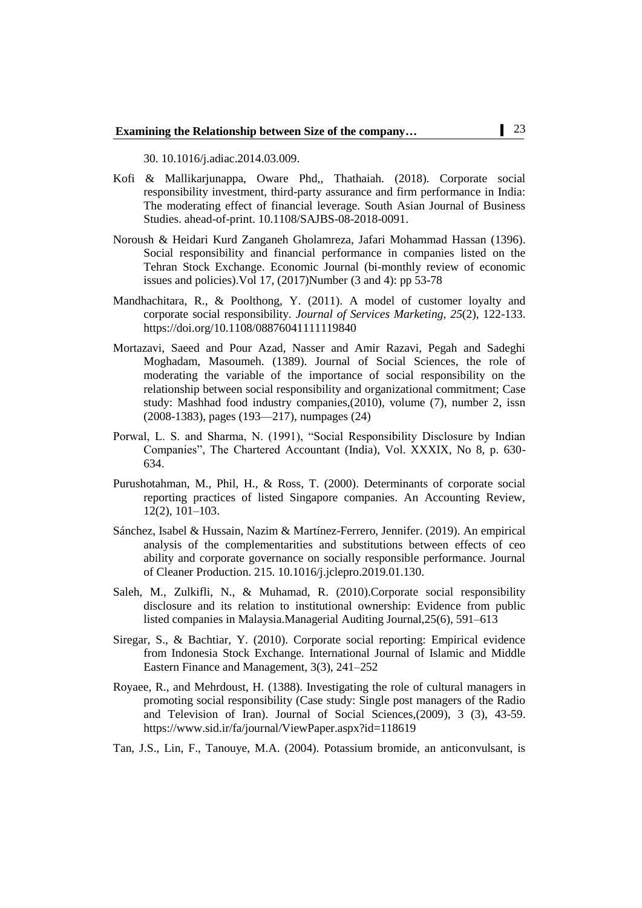30. 10.1016/j.adiac.2014.03.009.

Kofi & Mallikarjunappa, Oware Phd,, Thathaiah. (2018). Corporate social responsibility investment, third-party assurance and firm performance in India: The moderating effect of financial leverage. South Asian Journal of Business Studies. ahead-of-print. 10.1108/SAJBS-08-2018-0091.

Noroush & Heidari Kurd Zanganeh Gholamreza, Jafari Mohammad Hassan (1396). Social responsibility and financial performance in companies listed on the Tehran Stock Exchange. Economic Journal (bi-monthly review of economic issues and policies).Vol 17, (2017)Number (3 and 4): pp 53-78

Mandhachitara, R., & Poolthong, Y. (2011). A model of customer loyalty and corporate social responsibility. *Journal of Services Marketing*, *25*(2), 122-133. https://doi.org/10.1108/08876041111119840

Mortazavi, Saeed and Pour Azad, Nasser and Amir Razavi, Pegah and Sadeghi Moghadam, Masoumeh. (1389). Journal of Social Sciences, the role of moderating the variable of the importance of social responsibility on the relationship between social responsibility and organizational commitment; Case study: Mashhad food industry companies,(2010), volume (7), number 2, issn (2008-1383), pages (193—217), numpages (24)

Porwal, L. S. and Sharma, N. (1991), "Social Responsibility Disclosure by Indian Companies", The Chartered Accountant (India), Vol. XXXIX, No 8, p. 630-634.

Purushotahman, M., Phil, H., & Ross, T. (2000). Determinants of corporate social reporting practices of listed Singapore companies. An Accounting Review, 12(2), 101–103.

Sánchez, Isabel & Hussain, Nazim & Martínez-Ferrero, Jennifer. (2019). An empirical analysis of the complementarities and substitutions between effects of ceo ability and corporate governance on socially responsible performance. Journal of Cleaner Production. 215. 10.1016/j.jclepro.2019.01.130.

Saleh, M., Zulkifli, N., & Muhamad, R. (2010).Corporate social responsibility disclosure and its relation to institutional ownership: Evidence from public listed companies in Malaysia.Managerial Auditing Journal,25(6), 591–613

Siregar, S., & Bachtiar, Y. (2010). Corporate social reporting: Empirical evidence from Indonesia Stock Exchange. International Journal of Islamic and Middle Eastern Finance and Management, 3(3), 241–252

Royaee, R., and Mehrdoust, H. (1388). Investigating the role of cultural managers in promoting social responsibility (Case study: Single post managers of the Radio and Television of Iran). Journal of Social Sciences,(2009), 3 (3), 43-59. https://www.sid.ir/fa/journal/ViewPaper.aspx?id=118619

Tan, J.S., Lin, F., Tanouye, M.A. (2004). Potassium bromide, an anticonvulsant, is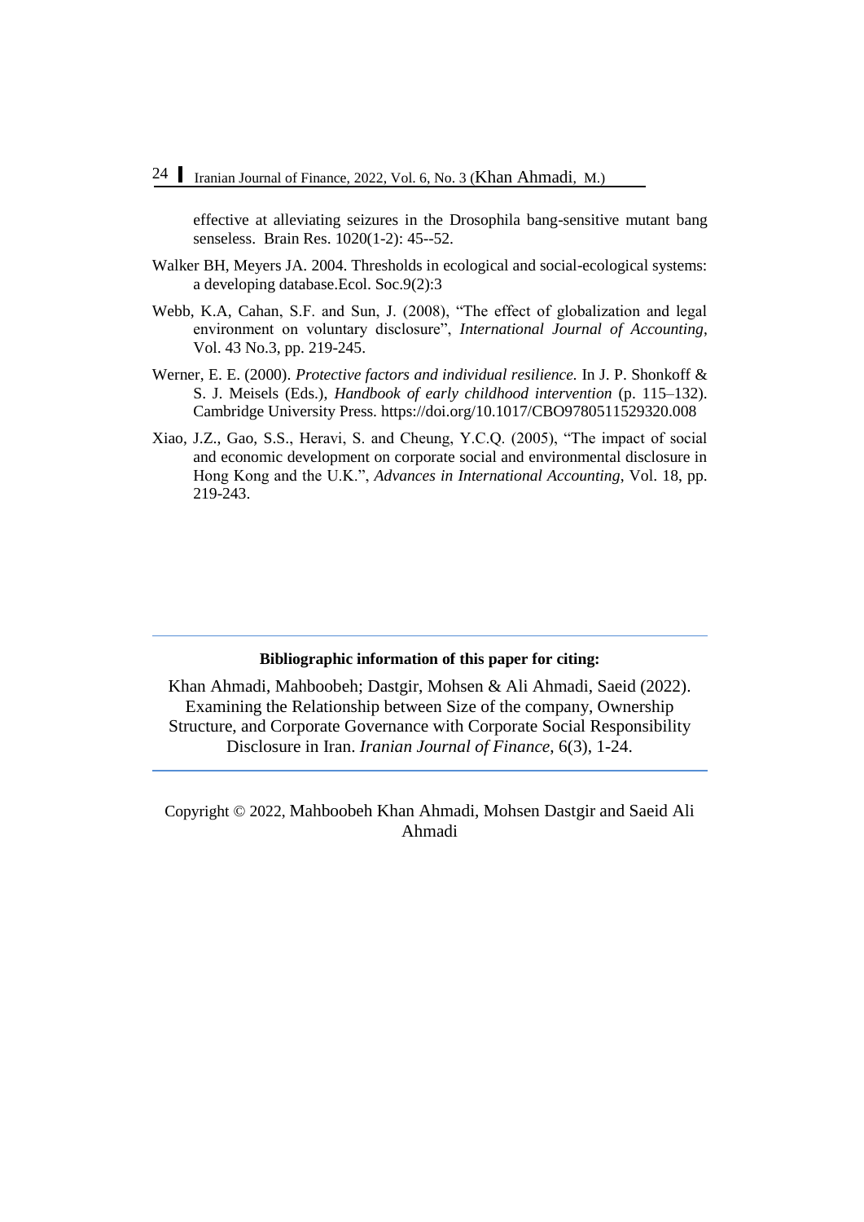effective at alleviating seizures in the Drosophila bang-sensitive mutant bang senseless. Brain Res. 1020(1-2): 45--52.

Walker BH, Meyers JA. 2004. Thresholds in ecological and social-ecological systems: a developing database.Ecol. Soc.9(2):3

Webb, K.A, Cahan, S.F. and Sun, J. (2008), "The effect of globalization and legal environment on voluntary disclosure", *International Journal of Accounting*, Vol. 43 No.3, pp. 219-245.

Werner, E. E. (2000). *Protective factors and individual resilience.* In J. P. Shonkoff & S. J. Meisels (Eds.), *Handbook of early childhood intervention* (p. 115–132). Cambridge University Press. https://doi.org/10.1017/CBO9780511529320.008

Xiao, J.Z., Gao, S.S., Heravi, S. and Cheung, Y.C.Q. (2005), "The impact of social and economic development on corporate social and environmental disclosure in Hong Kong and the U.K.", *Advances in International Accounting*, Vol. 18, pp. 219-243.

---

**Bibliographic information of this paper for citing:**

Khan Ahmadi, Mahboobeh; Dastgir, Mohsen & Ali Ahmadi, Saeid (2022). Examining the Relationship between Size of the company, Ownership Structure, and Corporate Governance with Corporate Social Responsibility Disclosure in Iran. *Iranian Journal of Finance*, 6(3), 1-24.

---

Copyright © 2022, Mahboobeh Khan Ahmadi, Mohsen Dastgir and Saeid Ali Ahmadi